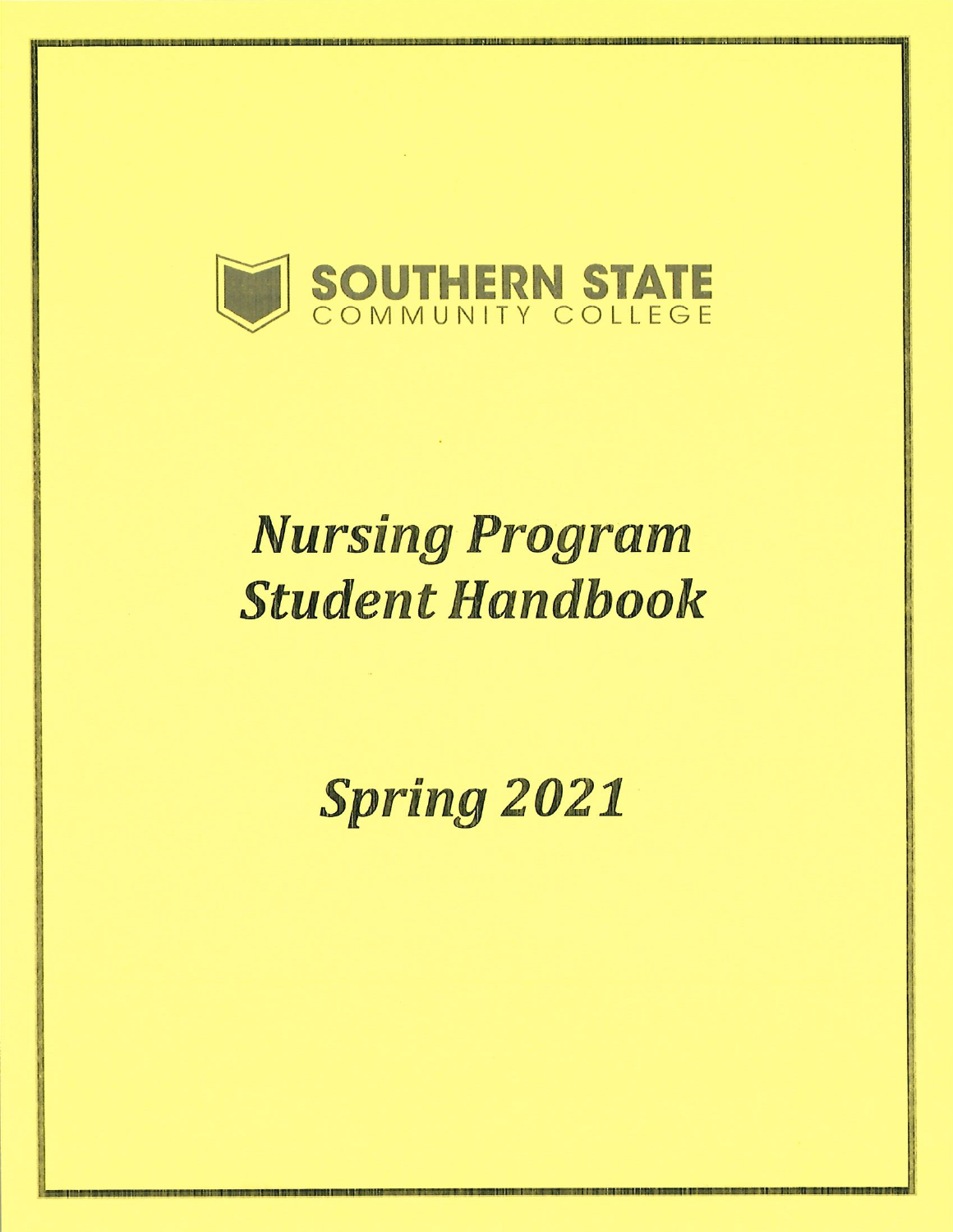SOUTHERN STATE
COMMUNITY COLLEGE

# *Nursing Program Student Handbook*

# *Spring 2021*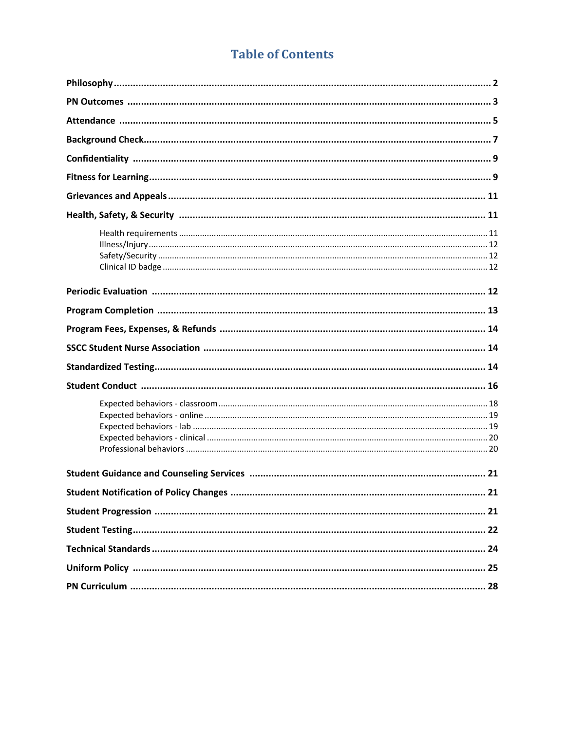# Table of Contents

**Philosophy** ..... 2

**PN Outcomes** ..... 3

**Attendance** ..... 5

**Background Check** ..... 7

**Confidentiality** ..... 9

**Fitness for Learning** ..... 9

**Grievances and Appeals** ..... 11

**Health, Safety, & Security** ..... 11

- Health requirements ..... 11
- Illness/Injury ..... 12
- Safety/Security ..... 12
- Clinical ID badge ..... 12

**Periodic Evaluation** ..... 12

**Program Completion** ..... 13

**Program Fees, Expenses, & Refunds** ..... 14

**SSCC Student Nurse Association** ..... 14

**Standardized Testing** ..... 14

**Student Conduct** ..... 16

- Expected behaviors - classroom ..... 18
- Expected behaviors - online ..... 19
- Expected behaviors - lab ..... 19
- Expected behaviors - clinical ..... 20
- Professional behaviors ..... 20

**Student Guidance and Counseling Services** ..... 21

**Student Notification of Policy Changes** ..... 21

**Student Progression** ..... 21

**Student Testing** ..... 22

**Technical Standards** ..... 24

**Uniform Policy** ..... 25

**PN Curriculum** ..... 28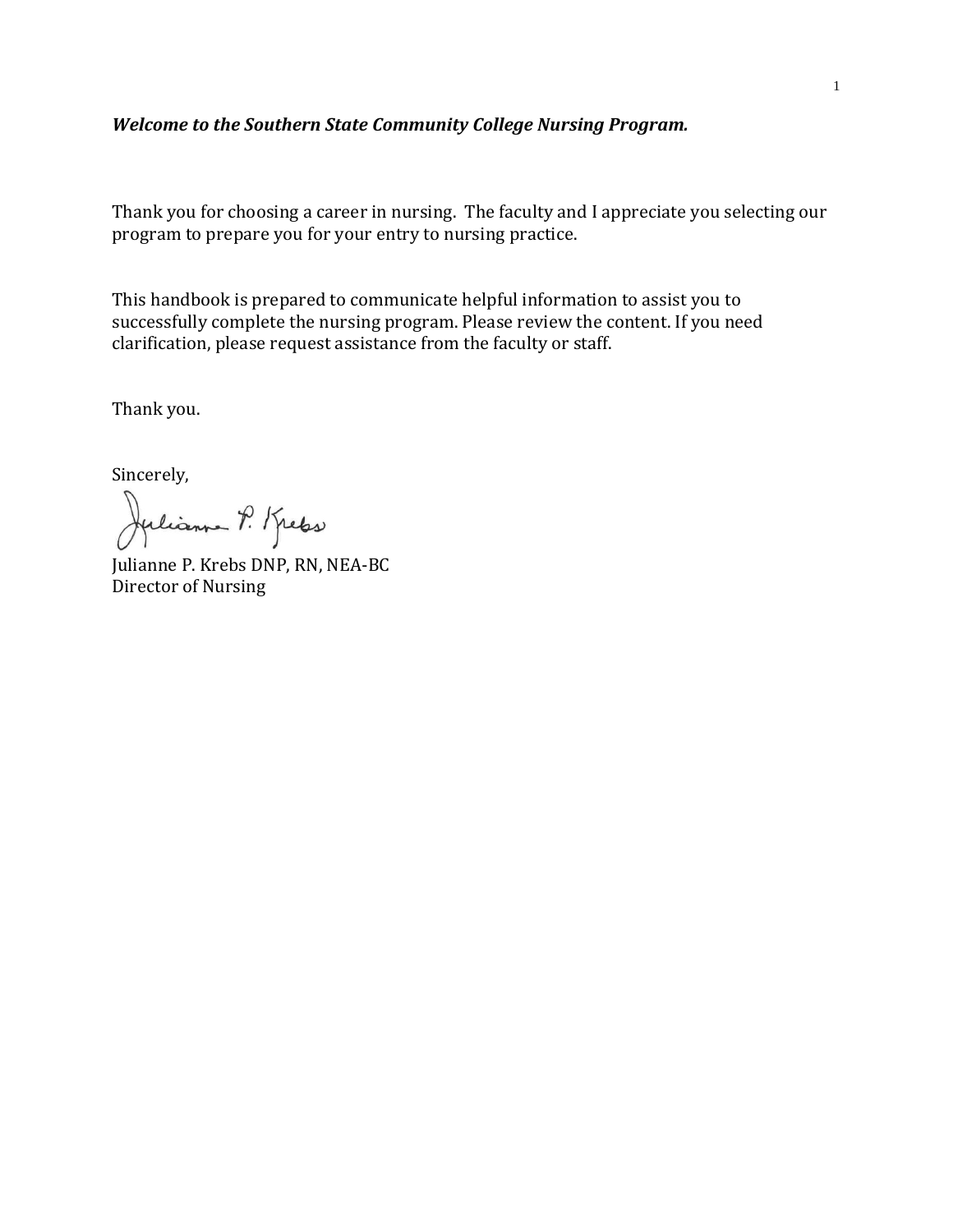***Welcome to the Southern State Community College Nursing Program.***

Thank you for choosing a career in nursing. The faculty and I appreciate you selecting our program to prepare you for your entry to nursing practice.

This handbook is prepared to communicate helpful information to assist you to successfully complete the nursing program. Please review the content. If you need clarification, please request assistance from the faculty or staff.

Thank you.

Sincerely,

Julianne P. Krebs DNP, RN, NEA-BC
Director of Nursing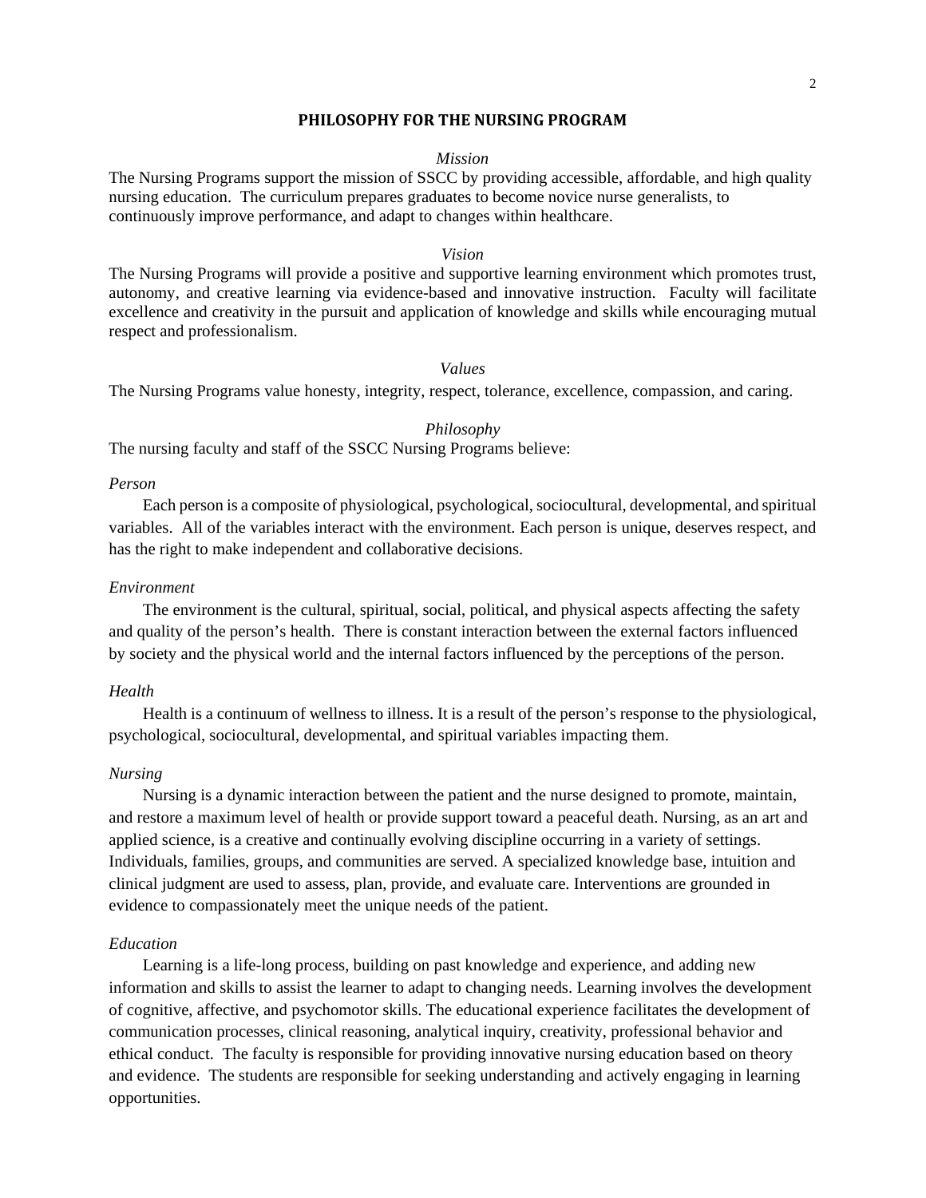# PHILOSOPHY FOR THE NURSING PROGRAM

*Mission*

The Nursing Programs support the mission of SSCC by providing accessible, affordable, and high quality nursing education. The curriculum prepares graduates to become novice nurse generalists, to continuously improve performance, and adapt to changes within healthcare.

*Vision*

The Nursing Programs will provide a positive and supportive learning environment which promotes trust, autonomy, and creative learning via evidence-based and innovative instruction. Faculty will facilitate excellence and creativity in the pursuit and application of knowledge and skills while encouraging mutual respect and professionalism.

*Values*

The Nursing Programs value honesty, integrity, respect, tolerance, excellence, compassion, and caring.

*Philosophy*

The nursing faculty and staff of the SSCC Nursing Programs believe:

*Person*

Each person is a composite of physiological, psychological, sociocultural, developmental, and spiritual variables. All of the variables interact with the environment. Each person is unique, deserves respect, and has the right to make independent and collaborative decisions.

*Environment*

The environment is the cultural, spiritual, social, political, and physical aspects affecting the safety and quality of the person's health. There is constant interaction between the external factors influenced by society and the physical world and the internal factors influenced by the perceptions of the person.

*Health*

Health is a continuum of wellness to illness. It is a result of the person's response to the physiological, psychological, sociocultural, developmental, and spiritual variables impacting them.

*Nursing*

Nursing is a dynamic interaction between the patient and the nurse designed to promote, maintain, and restore a maximum level of health or provide support toward a peaceful death. Nursing, as an art and applied science, is a creative and continually evolving discipline occurring in a variety of settings. Individuals, families, groups, and communities are served. A specialized knowledge base, intuition and clinical judgment are used to assess, plan, provide, and evaluate care. Interventions are grounded in evidence to compassionately meet the unique needs of the patient.

*Education*

Learning is a life-long process, building on past knowledge and experience, and adding new information and skills to assist the learner to adapt to changing needs. Learning involves the development of cognitive, affective, and psychomotor skills. The educational experience facilitates the development of communication processes, clinical reasoning, analytical inquiry, creativity, professional behavior and ethical conduct. The faculty is responsible for providing innovative nursing education based on theory and evidence. The students are responsible for seeking understanding and actively engaging in learning opportunities.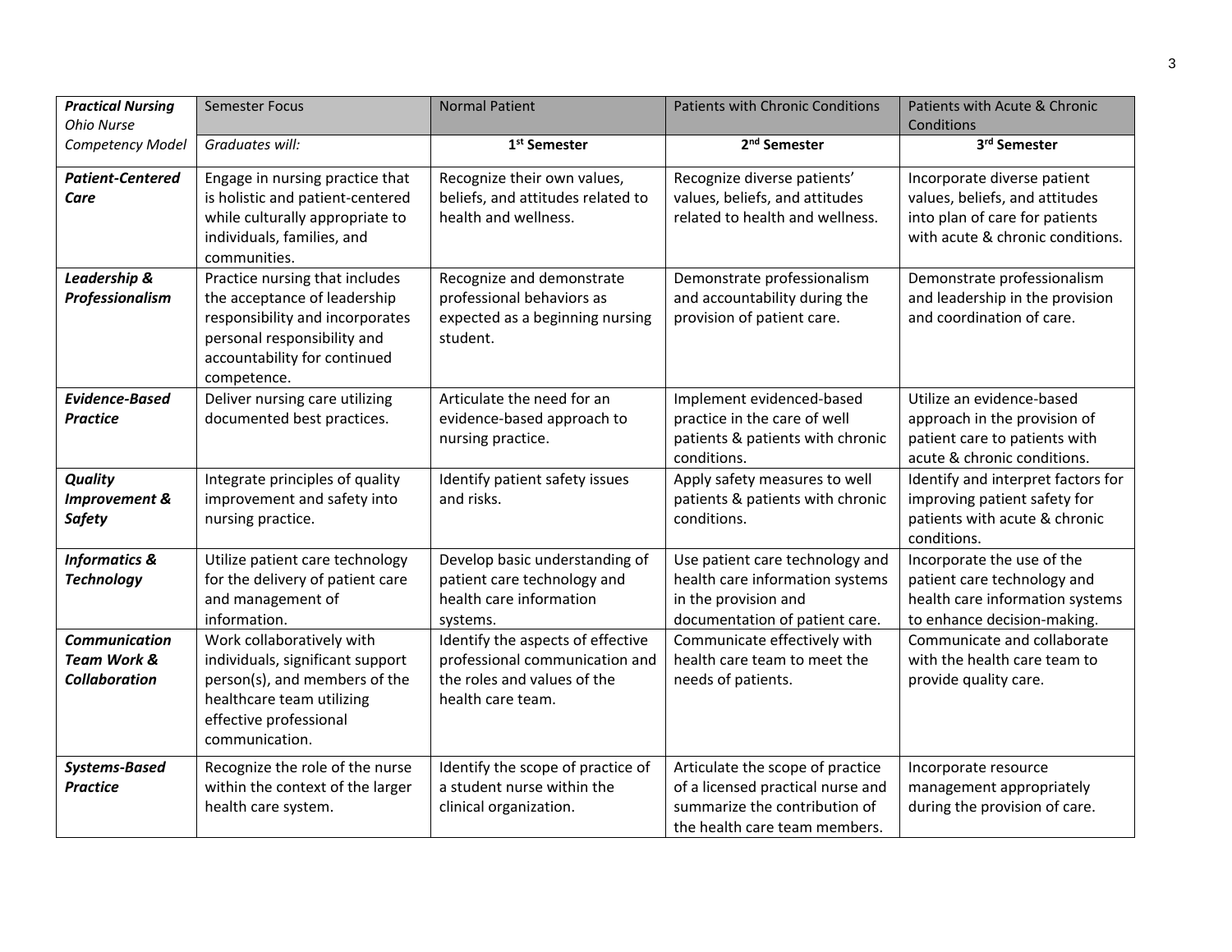| ***Practical Nursing*** *Ohio Nurse Competency Model* | Semester Focus | Normal Patient | Patients with Chronic Conditions | Patients with Acute & Chronic Conditions |
|---|---|---|---|---|
| | *Graduates will:* | **1st Semester** | **2nd Semester** | **3rd Semester** |
| ***Patient-Centered Care*** | Engage in nursing practice that is holistic and patient-centered while culturally appropriate to individuals, families, and communities. | Recognize their own values, beliefs, and attitudes related to health and wellness. | Recognize diverse patients' values, beliefs, and attitudes related to health and wellness. | Incorporate diverse patient values, beliefs, and attitudes into plan of care for patients with acute & chronic conditions. |
| ***Leadership & Professionalism*** | Practice nursing that includes the acceptance of leadership responsibility and incorporates personal responsibility and accountability for continued competence. | Recognize and demonstrate professional behaviors as expected as a beginning nursing student. | Demonstrate professionalism and accountability during the provision of patient care. | Demonstrate professionalism and leadership in the provision and coordination of care. |
| ***Evidence-Based Practice*** | Deliver nursing care utilizing documented best practices. | Articulate the need for an evidence-based approach to nursing practice. | Implement evidenced-based practice in the care of well patients & patients with chronic conditions. | Utilize an evidence-based approach in the provision of patient care to patients with acute & chronic conditions. |
| ***Quality Improvement & Safety*** | Integrate principles of quality improvement and safety into nursing practice. | Identify patient safety issues and risks. | Apply safety measures to well patients & patients with chronic conditions. | Identify and interpret factors for improving patient safety for patients with acute & chronic conditions. |
| ***Informatics & Technology*** | Utilize patient care technology for the delivery of patient care and management of information. | Develop basic understanding of patient care technology and health care information systems. | Use patient care technology and health care information systems in the provision and documentation of patient care. | Incorporate the use of the patient care technology and health care information systems to enhance decision-making. |
| ***Communication Team Work & Collaboration*** | Work collaboratively with individuals, significant support person(s), and members of the healthcare team utilizing effective professional communication. | Identify the aspects of effective professional communication and the roles and values of the health care team. | Communicate effectively with health care team to meet the needs of patients. | Communicate and collaborate with the health care team to provide quality care. |
| ***Systems-Based Practice*** | Recognize the role of the nurse within the context of the larger health care system. | Identify the scope of practice of a student nurse within the clinical organization. | Articulate the scope of practice of a licensed practical nurse and summarize the contribution of the health care team members. | Incorporate resource management appropriately during the provision of care. |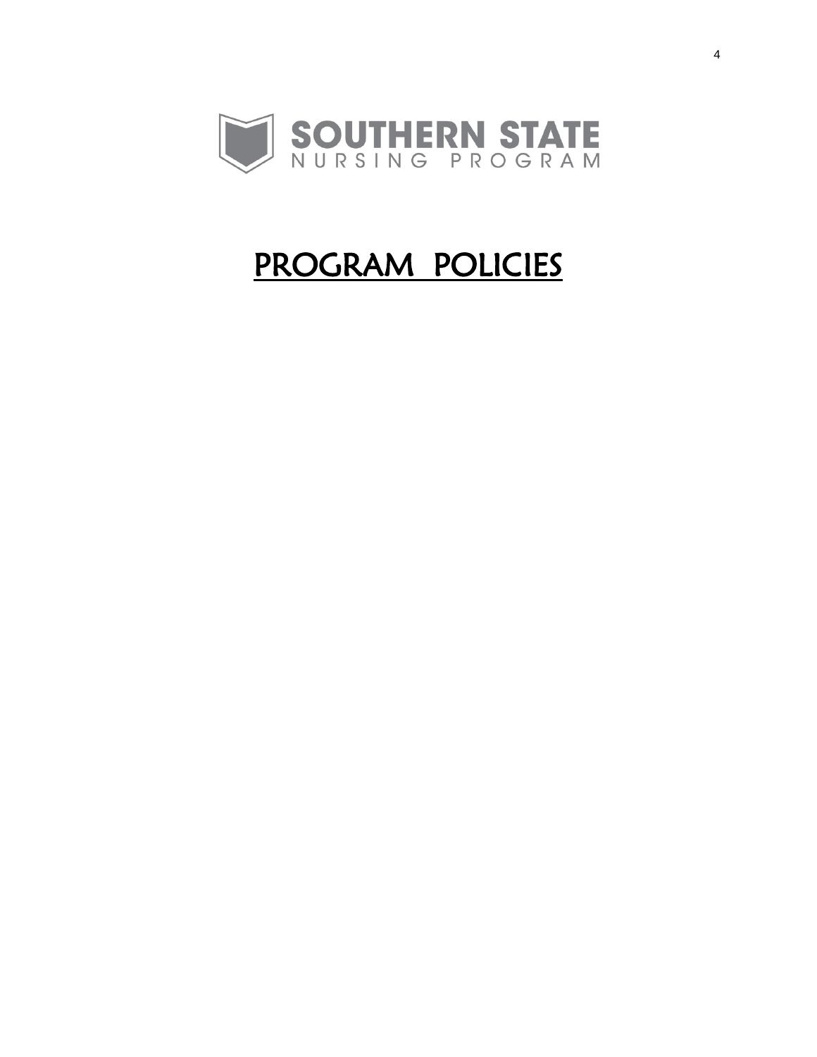SOUTHERN STATE
NURSING PROGRAM

# PROGRAM POLICIES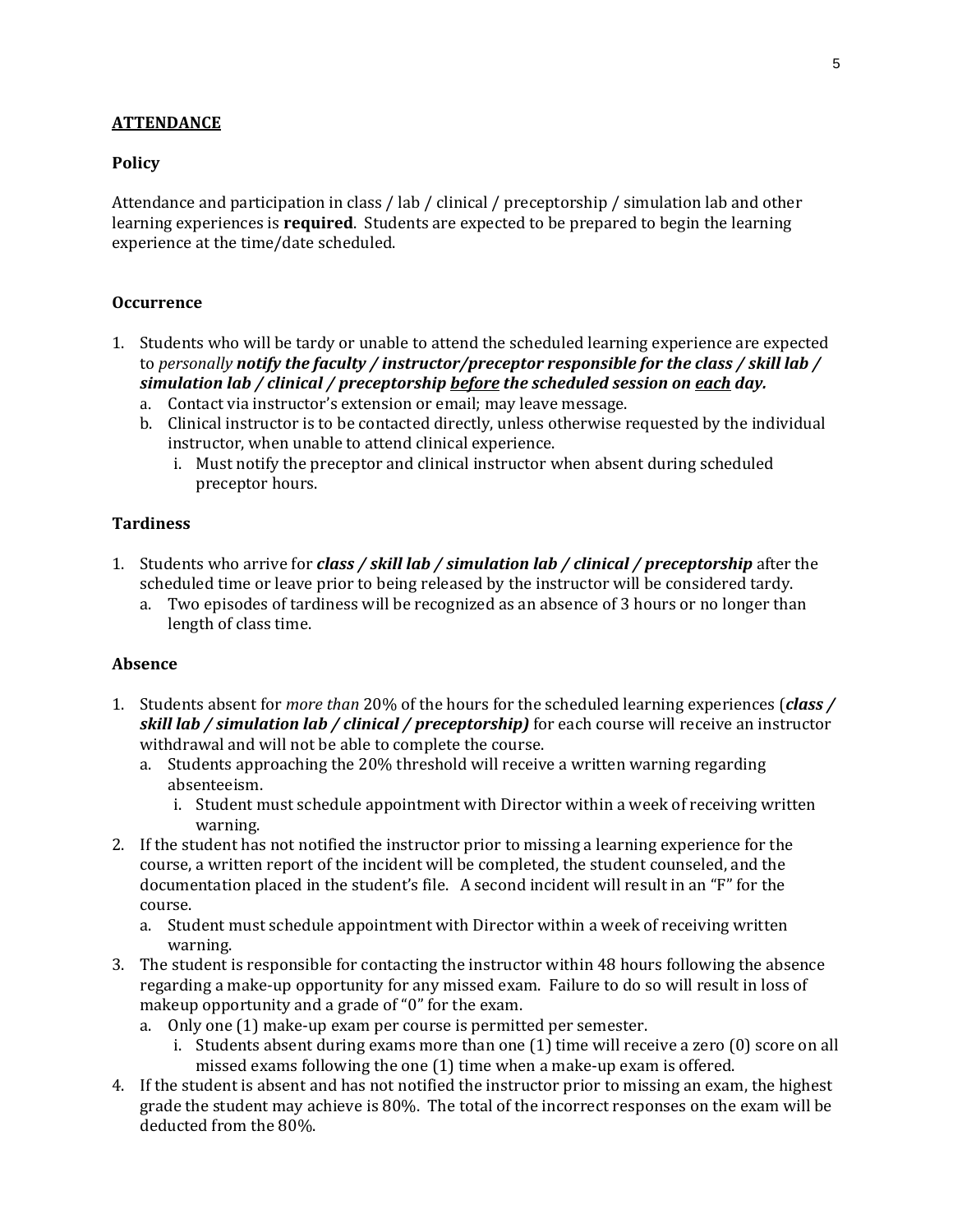## ATTENDANCE

### Policy

Attendance and participation in class / lab / clinical / preceptorship / simulation lab and other learning experiences is **required**. Students are expected to be prepared to begin the learning experience at the time/date scheduled.

### Occurrence

1. Students who will be tardy or unable to attend the scheduled learning experience are expected to *personally* ***notify the faculty / instructor/preceptor responsible for the class / skill lab / simulation lab / clinical / preceptorship <u>before</u> the scheduled session on <u>each</u> day.***
   a. Contact via instructor's extension or email; may leave message.
   b. Clinical instructor is to be contacted directly, unless otherwise requested by the individual instructor, when unable to attend clinical experience.
      i. Must notify the preceptor and clinical instructor when absent during scheduled preceptor hours.

### Tardiness

1. Students who arrive for ***class / skill lab / simulation lab / clinical / preceptorship*** after the scheduled time or leave prior to being released by the instructor will be considered tardy.
   a. Two episodes of tardiness will be recognized as an absence of 3 hours or no longer than length of class time.

### Absence

1. Students absent for *more than* 20% of the hours for the scheduled learning experiences (***class / skill lab / simulation lab / clinical / preceptorship)*** for each course will receive an instructor withdrawal and will not be able to complete the course.
   a. Students approaching the 20% threshold will receive a written warning regarding absenteeism.
      i. Student must schedule appointment with Director within a week of receiving written warning.
2. If the student has not notified the instructor prior to missing a learning experience for the course, a written report of the incident will be completed, the student counseled, and the documentation placed in the student's file. A second incident will result in an "F" for the course.
   a. Student must schedule appointment with Director within a week of receiving written warning.
3. The student is responsible for contacting the instructor within 48 hours following the absence regarding a make-up opportunity for any missed exam. Failure to do so will result in loss of makeup opportunity and a grade of "0" for the exam.
   a. Only one (1) make-up exam per course is permitted per semester.
      i. Students absent during exams more than one (1) time will receive a zero (0) score on all missed exams following the one (1) time when a make-up exam is offered.
4. If the student is absent and has not notified the instructor prior to missing an exam, the highest grade the student may achieve is 80%. The total of the incorrect responses on the exam will be deducted from the 80%.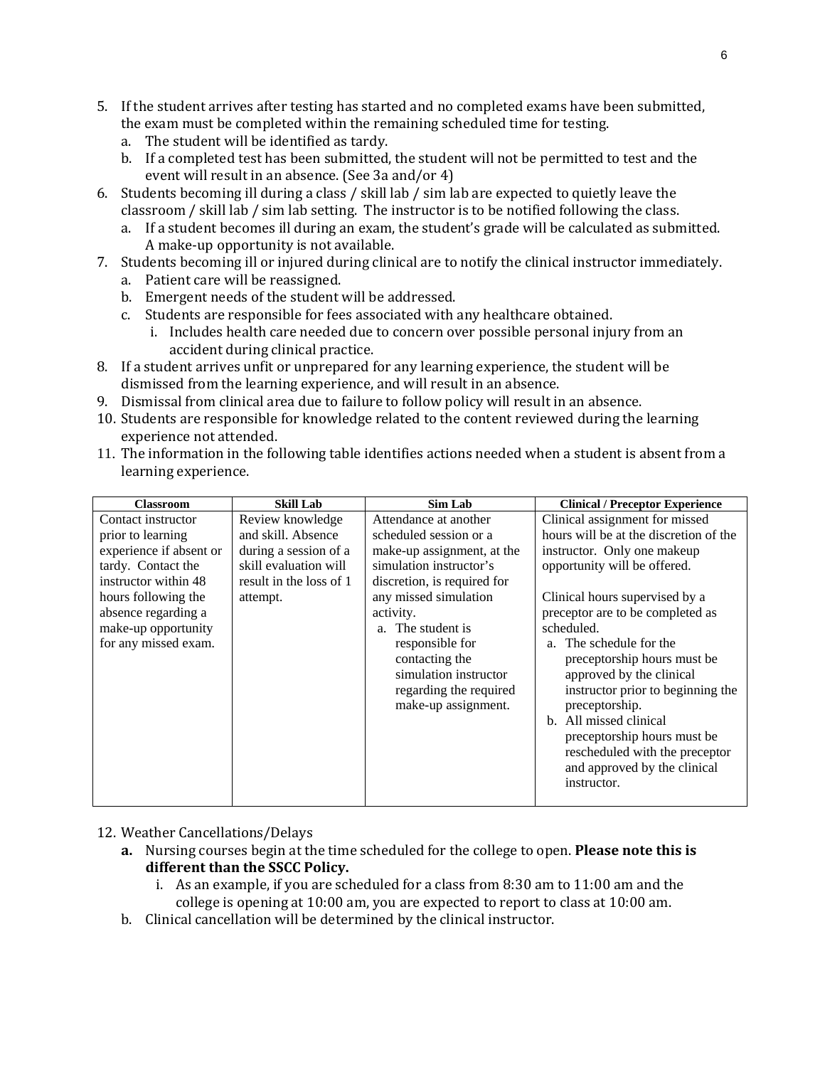5. If the student arrives after testing has started and no completed exams have been submitted, the exam must be completed within the remaining scheduled time for testing.
   a. The student will be identified as tardy.
   b. If a completed test has been submitted, the student will not be permitted to test and the event will result in an absence. (See 3a and/or 4)
6. Students becoming ill during a class / skill lab / sim lab are expected to quietly leave the classroom / skill lab / sim lab setting. The instructor is to be notified following the class.
   a. If a student becomes ill during an exam, the student's grade will be calculated as submitted. A make-up opportunity is not available.
7. Students becoming ill or injured during clinical are to notify the clinical instructor immediately.
   a. Patient care will be reassigned.
   b. Emergent needs of the student will be addressed.
   c. Students are responsible for fees associated with any healthcare obtained.
      i. Includes health care needed due to concern over possible personal injury from an accident during clinical practice.
8. If a student arrives unfit or unprepared for any learning experience, the student will be dismissed from the learning experience, and will result in an absence.
9. Dismissal from clinical area due to failure to follow policy will result in an absence.
10. Students are responsible for knowledge related to the content reviewed during the learning experience not attended.
11. The information in the following table identifies actions needed when a student is absent from a learning experience.

| Classroom | Skill Lab | Sim Lab | Clinical / Preceptor Experience |
|---|---|---|---|
| Contact instructor prior to learning experience if absent or tardy. Contact the instructor within 48 hours following the absence regarding a make-up opportunity for any missed exam. | Review knowledge and skill. Absence during a session of a skill evaluation will result in the loss of 1 attempt. | Attendance at another scheduled session or a make-up assignment, at the simulation instructor's discretion, is required for any missed simulation activity.<br>a. The student is responsible for contacting the simulation instructor regarding the required make-up assignment. | Clinical assignment for missed hours will be at the discretion of the instructor. Only one makeup opportunity will be offered.<br><br>Clinical hours supervised by a preceptor are to be completed as scheduled.<br>a. The schedule for the preceptorship hours must be approved by the clinical instructor prior to beginning the preceptorship.<br>b. All missed clinical preceptorship hours must be rescheduled with the preceptor and approved by the clinical instructor. |

12. Weather Cancellations/Delays
    **a.** Nursing courses begin at the time scheduled for the college to open. **Please note this is different than the SSCC Policy.**
       i. As an example, if you are scheduled for a class from 8:30 am to 11:00 am and the college is opening at 10:00 am, you are expected to report to class at 10:00 am.
    b. Clinical cancellation will be determined by the clinical instructor.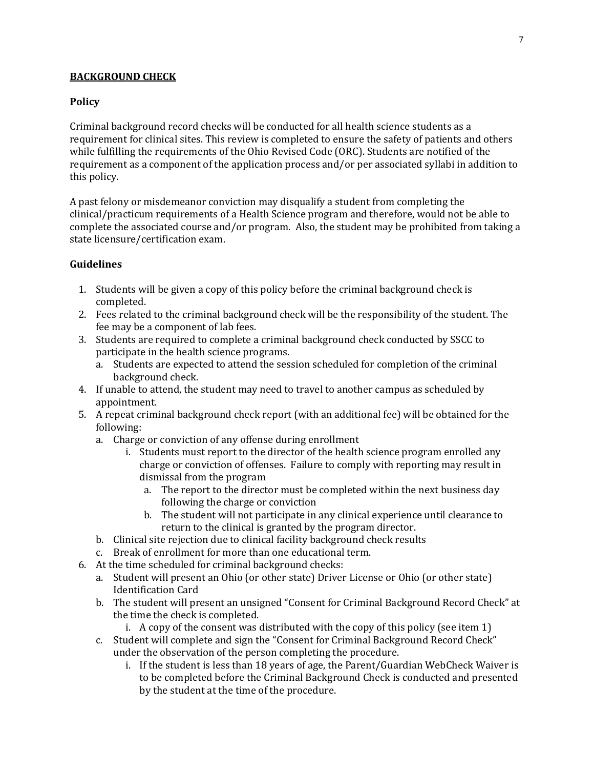## BACKGROUND CHECK

### Policy

Criminal background record checks will be conducted for all health science students as a requirement for clinical sites. This review is completed to ensure the safety of patients and others while fulfilling the requirements of the Ohio Revised Code (ORC). Students are notified of the requirement as a component of the application process and/or per associated syllabi in addition to this policy.

A past felony or misdemeanor conviction may disqualify a student from completing the clinical/practicum requirements of a Health Science program and therefore, would not be able to complete the associated course and/or program. Also, the student may be prohibited from taking a state licensure/certification exam.

### Guidelines

1. Students will be given a copy of this policy before the criminal background check is completed.
2. Fees related to the criminal background check will be the responsibility of the student. The fee may be a component of lab fees.
3. Students are required to complete a criminal background check conducted by SSCC to participate in the health science programs.
   a. Students are expected to attend the session scheduled for completion of the criminal background check.
4. If unable to attend, the student may need to travel to another campus as scheduled by appointment.
5. A repeat criminal background check report (with an additional fee) will be obtained for the following:
   a. Charge or conviction of any offense during enrollment
      i. Students must report to the director of the health science program enrolled any charge or conviction of offenses. Failure to comply with reporting may result in dismissal from the program
         a. The report to the director must be completed within the next business day following the charge or conviction
         b. The student will not participate in any clinical experience until clearance to return to the clinical is granted by the program director.
   b. Clinical site rejection due to clinical facility background check results
   c. Break of enrollment for more than one educational term.
6. At the time scheduled for criminal background checks:
   a. Student will present an Ohio (or other state) Driver License or Ohio (or other state) Identification Card
   b. The student will present an unsigned "Consent for Criminal Background Record Check" at the time the check is completed.
      i. A copy of the consent was distributed with the copy of this policy (see item 1)
   c. Student will complete and sign the "Consent for Criminal Background Record Check" under the observation of the person completing the procedure.
      i. If the student is less than 18 years of age, the Parent/Guardian WebCheck Waiver is to be completed before the Criminal Background Check is conducted and presented by the student at the time of the procedure.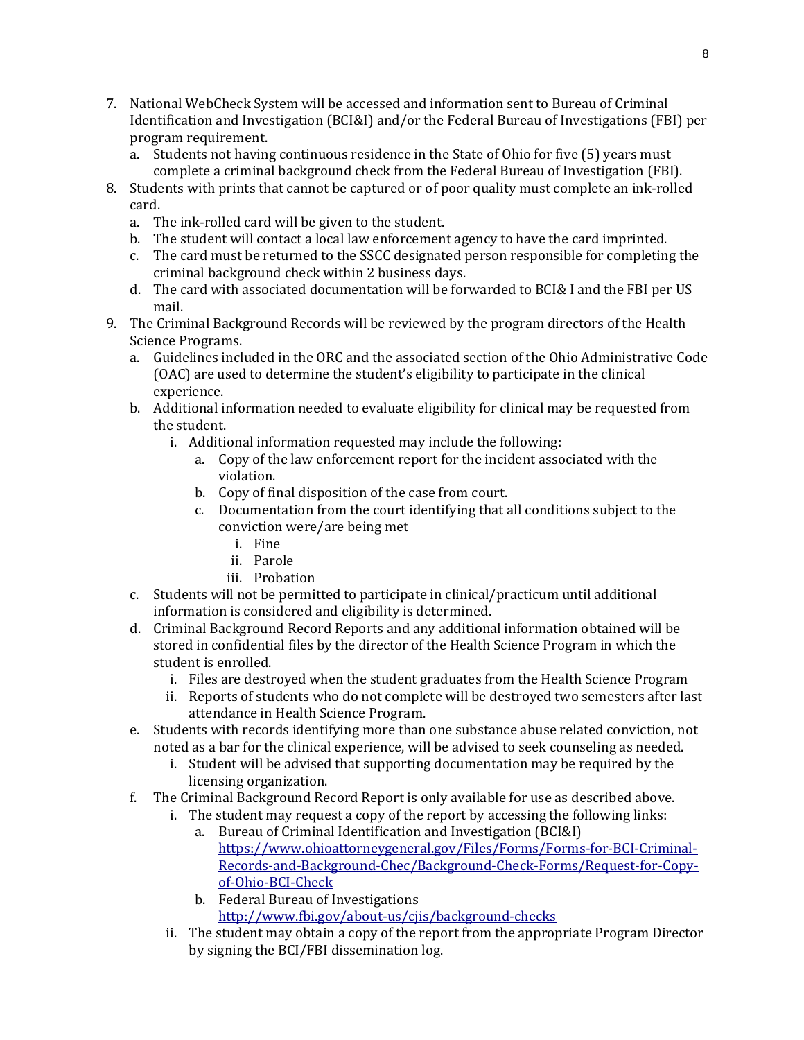7. National WebCheck System will be accessed and information sent to Bureau of Criminal Identification and Investigation (BCI&I) and/or the Federal Bureau of Investigations (FBI) per program requirement.
   a. Students not having continuous residence in the State of Ohio for five (5) years must complete a criminal background check from the Federal Bureau of Investigation (FBI).
8. Students with prints that cannot be captured or of poor quality must complete an ink-rolled card.
   a. The ink-rolled card will be given to the student.
   b. The student will contact a local law enforcement agency to have the card imprinted.
   c. The card must be returned to the SSCC designated person responsible for completing the criminal background check within 2 business days.
   d. The card with associated documentation will be forwarded to BCI& I and the FBI per US mail.
9. The Criminal Background Records will be reviewed by the program directors of the Health Science Programs.
   a. Guidelines included in the ORC and the associated section of the Ohio Administrative Code (OAC) are used to determine the student's eligibility to participate in the clinical experience.
   b. Additional information needed to evaluate eligibility for clinical may be requested from the student.
      i. Additional information requested may include the following:
         a. Copy of the law enforcement report for the incident associated with the violation.
         b. Copy of final disposition of the case from court.
         c. Documentation from the court identifying that all conditions subject to the conviction were/are being met
            i. Fine
            ii. Parole
            iii. Probation
   c. Students will not be permitted to participate in clinical/practicum until additional information is considered and eligibility is determined.
   d. Criminal Background Record Reports and any additional information obtained will be stored in confidential files by the director of the Health Science Program in which the student is enrolled.
      i. Files are destroyed when the student graduates from the Health Science Program
      ii. Reports of students who do not complete will be destroyed two semesters after last attendance in Health Science Program.
   e. Students with records identifying more than one substance abuse related conviction, not noted as a bar for the clinical experience, will be advised to seek counseling as needed.
      i. Student will be advised that supporting documentation may be required by the licensing organization.
   f. The Criminal Background Record Report is only available for use as described above.
      i. The student may request a copy of the report by accessing the following links:
         a. Bureau of Criminal Identification and Investigation (BCI&I) [https://www.ohioattorneygeneral.gov/Files/Forms/Forms-for-BCI-Criminal-Records-and-Background-Chec/Background-Check-Forms/Request-for-Copy-of-Ohio-BCI-Check](https://www.ohioattorneygeneral.gov/Files/Forms/Forms-for-BCI-Criminal-Records-and-Background-Chec/Background-Check-Forms/Request-for-Copy-of-Ohio-BCI-Check)
         b. Federal Bureau of Investigations [http://www.fbi.gov/about-us/cjis/background-checks](http://www.fbi.gov/about-us/cjis/background-checks)
      ii. The student may obtain a copy of the report from the appropriate Program Director by signing the BCI/FBI dissemination log.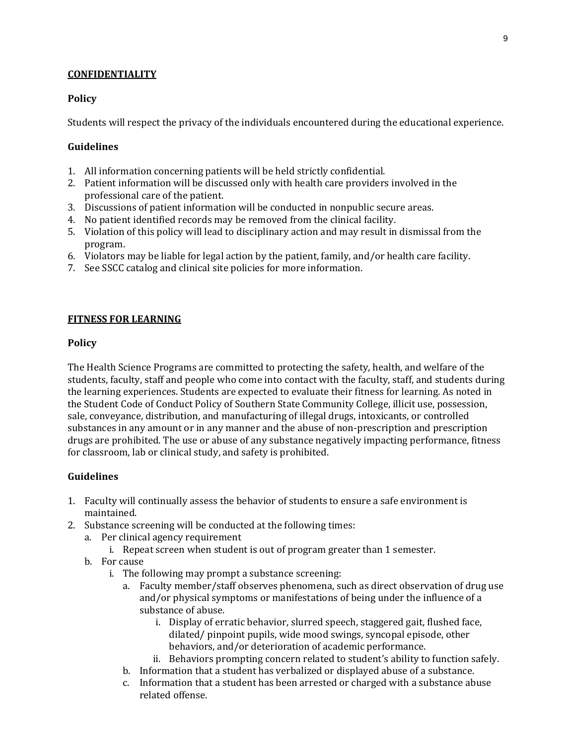## CONFIDENTIALITY

### Policy

Students will respect the privacy of the individuals encountered during the educational experience.

### Guidelines

1. All information concerning patients will be held strictly confidential.
2. Patient information will be discussed only with health care providers involved in the professional care of the patient.
3. Discussions of patient information will be conducted in nonpublic secure areas.
4. No patient identified records may be removed from the clinical facility.
5. Violation of this policy will lead to disciplinary action and may result in dismissal from the program.
6. Violators may be liable for legal action by the patient, family, and/or health care facility.
7. See SSCC catalog and clinical site policies for more information.

## FITNESS FOR LEARNING

### Policy

The Health Science Programs are committed to protecting the safety, health, and welfare of the students, faculty, staff and people who come into contact with the faculty, staff, and students during the learning experiences. Students are expected to evaluate their fitness for learning. As noted in the Student Code of Conduct Policy of Southern State Community College, illicit use, possession, sale, conveyance, distribution, and manufacturing of illegal drugs, intoxicants, or controlled substances in any amount or in any manner and the abuse of non-prescription and prescription drugs are prohibited. The use or abuse of any substance negatively impacting performance, fitness for classroom, lab or clinical study, and safety is prohibited.

### Guidelines

1. Faculty will continually assess the behavior of students to ensure a safe environment is maintained.
2. Substance screening will be conducted at the following times:
   a. Per clinical agency requirement
      i. Repeat screen when student is out of program greater than 1 semester.
   b. For cause
      i. The following may prompt a substance screening:
         a. Faculty member/staff observes phenomena, such as direct observation of drug use and/or physical symptoms or manifestations of being under the influence of a substance of abuse.
            i. Display of erratic behavior, slurred speech, staggered gait, flushed face, dilated/ pinpoint pupils, wide mood swings, syncopal episode, other behaviors, and/or deterioration of academic performance.
            ii. Behaviors prompting concern related to student's ability to function safely.
         b. Information that a student has verbalized or displayed abuse of a substance.
         c. Information that a student has been arrested or charged with a substance abuse related offense.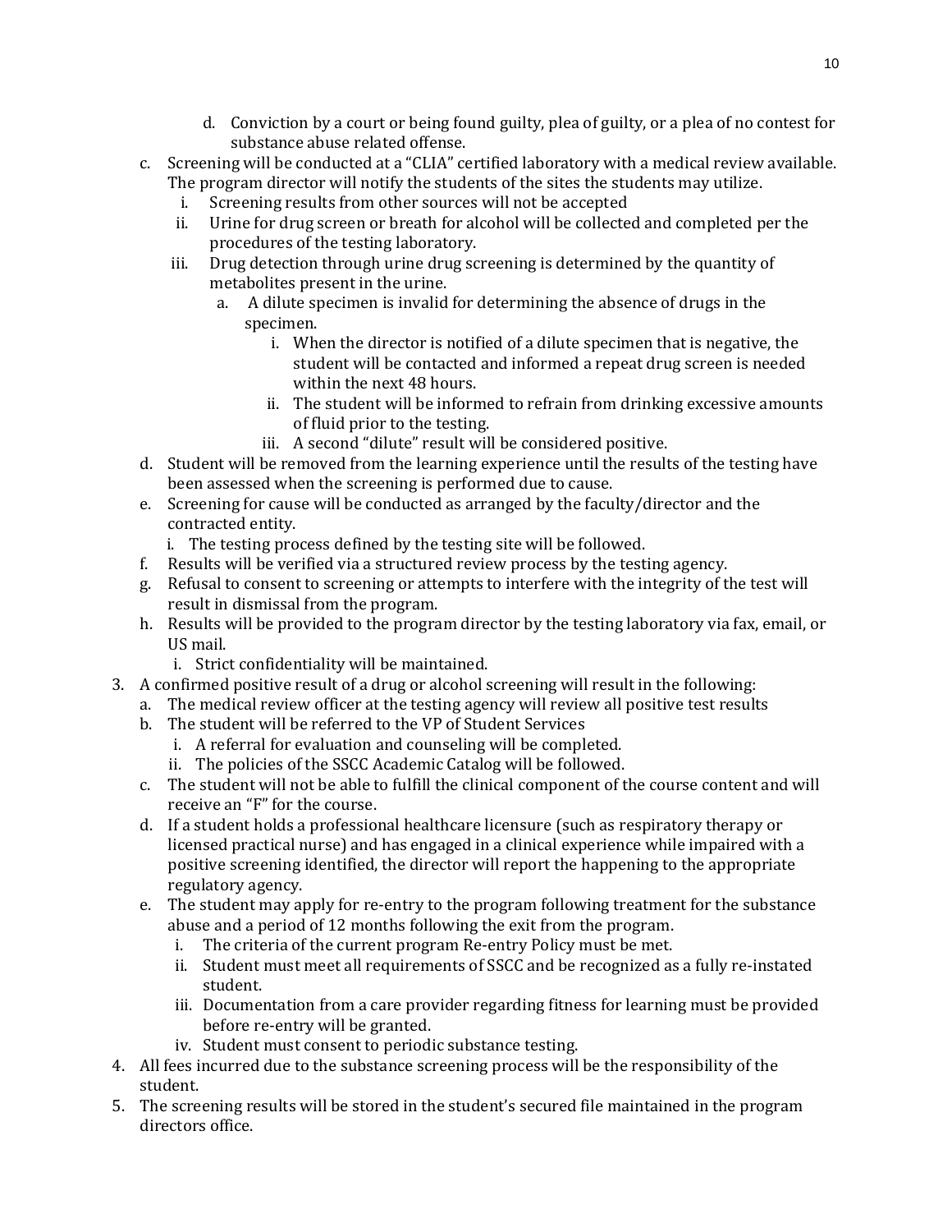d. Conviction by a court or being found guilty, plea of guilty, or a plea of no contest for substance abuse related offense.

    c. Screening will be conducted at a "CLIA" certified laboratory with a medical review available. The program director will notify the students of the sites the students may utilize.
        i. Screening results from other sources will not be accepted
        ii. Urine for drug screen or breath for alcohol will be collected and completed per the procedures of the testing laboratory.
        iii. Drug detection through urine drug screening is determined by the quantity of metabolites present in the urine.
            a. A dilute specimen is invalid for determining the absence of drugs in the specimen.
                i. When the director is notified of a dilute specimen that is negative, the student will be contacted and informed a repeat drug screen is needed within the next 48 hours.
                ii. The student will be informed to refrain from drinking excessive amounts of fluid prior to the testing.
                iii. A second "dilute" result will be considered positive.
    d. Student will be removed from the learning experience until the results of the testing have been assessed when the screening is performed due to cause.
    e. Screening for cause will be conducted as arranged by the faculty/director and the contracted entity.
        i. The testing process defined by the testing site will be followed.
    f. Results will be verified via a structured review process by the testing agency.
    g. Refusal to consent to screening or attempts to interfere with the integrity of the test will result in dismissal from the program.
    h. Results will be provided to the program director by the testing laboratory via fax, email, or US mail.
        i. Strict confidentiality will be maintained.

3. A confirmed positive result of a drug or alcohol screening will result in the following:
    a. The medical review officer at the testing agency will review all positive test results
    b. The student will be referred to the VP of Student Services
        i. A referral for evaluation and counseling will be completed.
        ii. The policies of the SSCC Academic Catalog will be followed.
    c. The student will not be able to fulfill the clinical component of the course content and will receive an "F" for the course.
    d. If a student holds a professional healthcare licensure (such as respiratory therapy or licensed practical nurse) and has engaged in a clinical experience while impaired with a positive screening identified, the director will report the happening to the appropriate regulatory agency.
    e. The student may apply for re-entry to the program following treatment for the substance abuse and a period of 12 months following the exit from the program.
        i. The criteria of the current program Re-entry Policy must be met.
        ii. Student must meet all requirements of SSCC and be recognized as a fully re-instated student.
        iii. Documentation from a care provider regarding fitness for learning must be provided before re-entry will be granted.
        iv. Student must consent to periodic substance testing.
4. All fees incurred due to the substance screening process will be the responsibility of the student.
5. The screening results will be stored in the student's secured file maintained in the program directors office.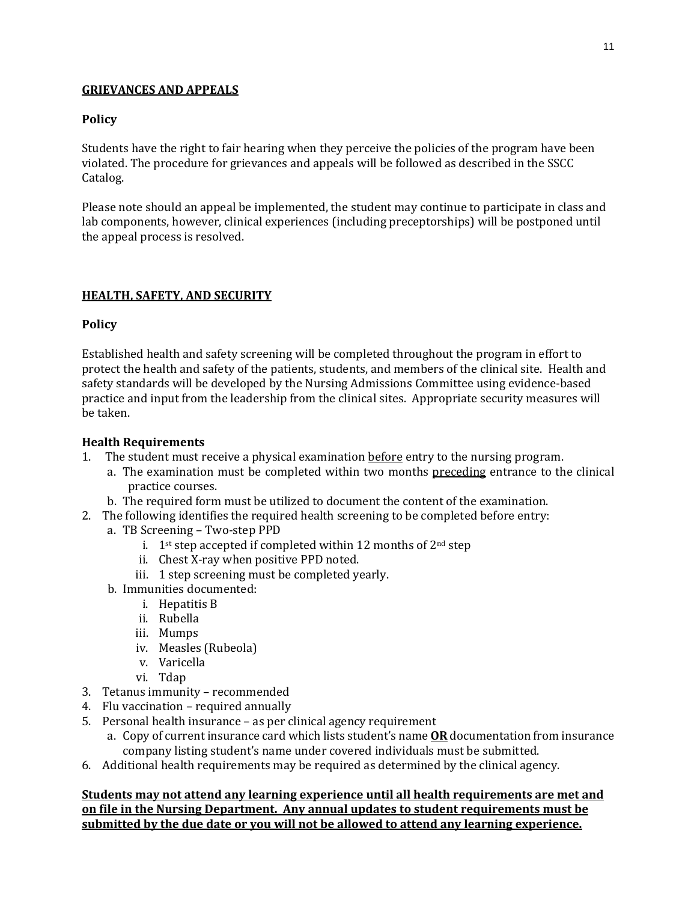## GRIEVANCES AND APPEALS

**Policy**

Students have the right to fair hearing when they perceive the policies of the program have been violated. The procedure for grievances and appeals will be followed as described in the SSCC Catalog.

Please note should an appeal be implemented, the student may continue to participate in class and lab components, however, clinical experiences (including preceptorships) will be postponed until the appeal process is resolved.

## HEALTH, SAFETY, AND SECURITY

**Policy**

Established health and safety screening will be completed throughout the program in effort to protect the health and safety of the patients, students, and members of the clinical site. Health and safety standards will be developed by the Nursing Admissions Committee using evidence-based practice and input from the leadership from the clinical sites. Appropriate security measures will be taken.

**Health Requirements**

1. The student must receive a physical examination <u>before</u> entry to the nursing program.
   a. The examination must be completed within two months <u>preceding</u> entrance to the clinical practice courses.
   b. The required form must be utilized to document the content of the examination.
2. The following identifies the required health screening to be completed before entry:
   a. TB Screening – Two-step PPD
      i. 1st step accepted if completed within 12 months of 2nd step
      ii. Chest X-ray when positive PPD noted.
      iii. 1 step screening must be completed yearly.
   b. Immunities documented:
      i. Hepatitis B
      ii. Rubella
      iii. Mumps
      iv. Measles (Rubeola)
      v. Varicella
      vi. Tdap
3. Tetanus immunity – recommended
4. Flu vaccination – required annually
5. Personal health insurance – as per clinical agency requirement
   a. Copy of current insurance card which lists student's name **<u>OR</u>** documentation from insurance company listing student's name under covered individuals must be submitted.
6. Additional health requirements may be required as determined by the clinical agency.

**<u>Students may not attend any learning experience until all health requirements are met and on file in the Nursing Department. Any annual updates to student requirements must be submitted by the due date or you will not be allowed to attend any learning experience.</u>**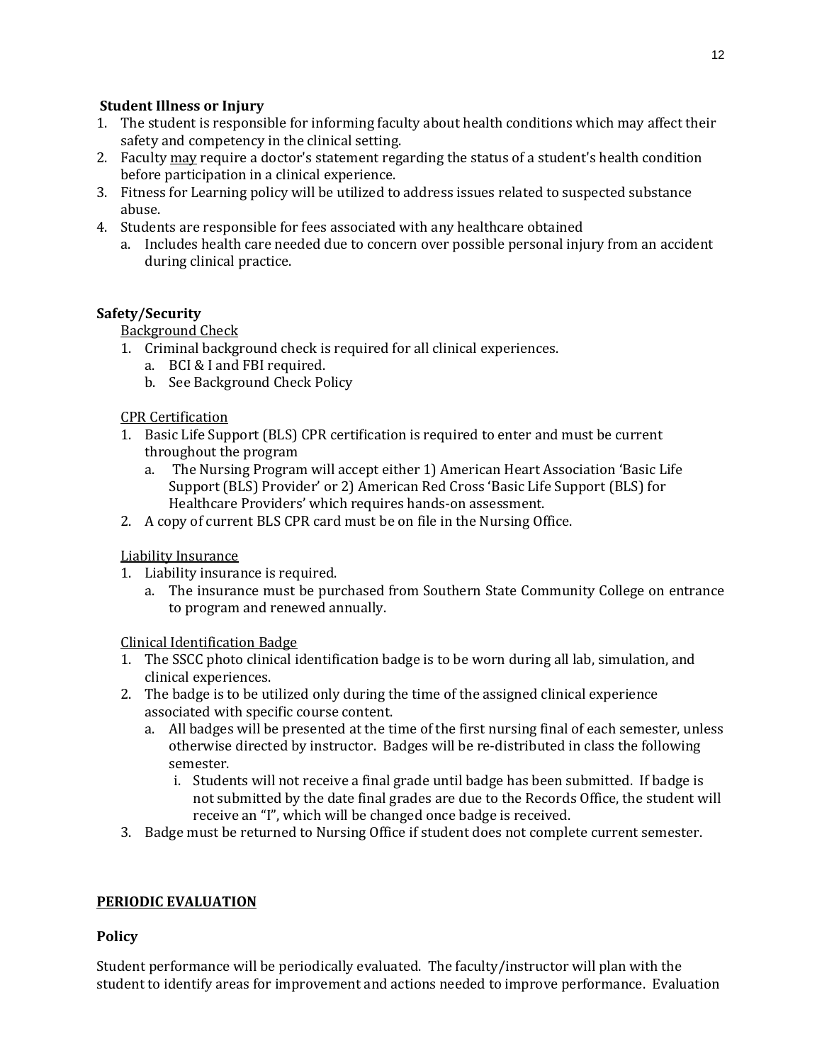**Student Illness or Injury**

1. The student is responsible for informing faculty about health conditions which may affect their safety and competency in the clinical setting.
2. Faculty <u>may</u> require a doctor's statement regarding the status of a student's health condition before participation in a clinical experience.
3. Fitness for Learning policy will be utilized to address issues related to suspected substance abuse.
4. Students are responsible for fees associated with any healthcare obtained
   a. Includes health care needed due to concern over possible personal injury from an accident during clinical practice.

**Safety/Security**

<u>Background Check</u>

1. Criminal background check is required for all clinical experiences.
   a. BCI & I and FBI required.
   b. See Background Check Policy

<u>CPR Certification</u>

1. Basic Life Support (BLS) CPR certification is required to enter and must be current throughout the program
   a. The Nursing Program will accept either 1) American Heart Association 'Basic Life Support (BLS) Provider' or 2) American Red Cross 'Basic Life Support (BLS) for Healthcare Providers' which requires hands-on assessment.
2. A copy of current BLS CPR card must be on file in the Nursing Office.

<u>Liability Insurance</u>

1. Liability insurance is required.
   a. The insurance must be purchased from Southern State Community College on entrance to program and renewed annually.

<u>Clinical Identification Badge</u>

1. The SSCC photo clinical identification badge is to be worn during all lab, simulation, and clinical experiences.
2. The badge is to be utilized only during the time of the assigned clinical experience associated with specific course content.
   a. All badges will be presented at the time of the first nursing final of each semester, unless otherwise directed by instructor. Badges will be re-distributed in class the following semester.
      i. Students will not receive a final grade until badge has been submitted. If badge is not submitted by the date final grades are due to the Records Office, the student will receive an "I", which will be changed once badge is received.
3. Badge must be returned to Nursing Office if student does not complete current semester.

## PERIODIC EVALUATION

**Policy**

Student performance will be periodically evaluated. The faculty/instructor will plan with the student to identify areas for improvement and actions needed to improve performance. Evaluation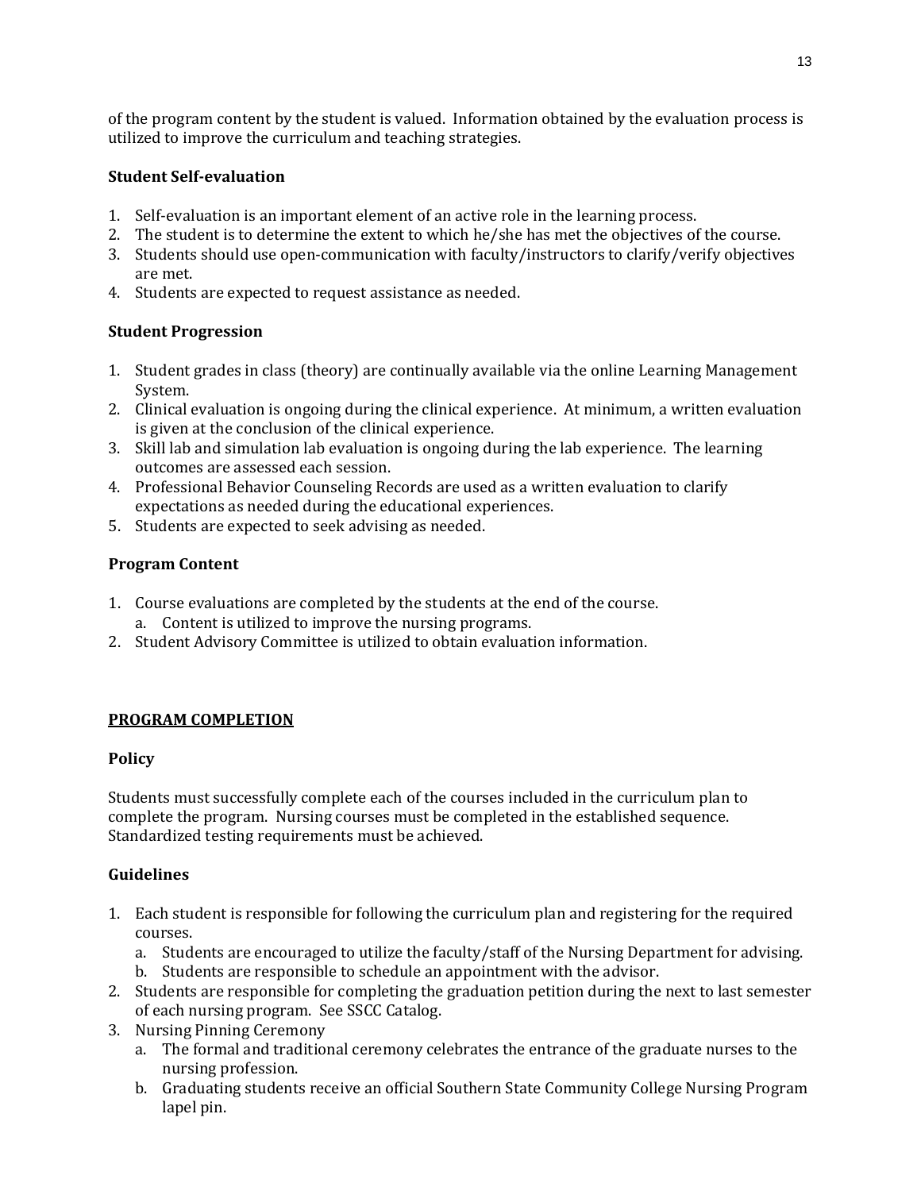of the program content by the student is valued. Information obtained by the evaluation process is utilized to improve the curriculum and teaching strategies.

**Student Self-evaluation**

1. Self-evaluation is an important element of an active role in the learning process.
2. The student is to determine the extent to which he/she has met the objectives of the course.
3. Students should use open-communication with faculty/instructors to clarify/verify objectives are met.
4. Students are expected to request assistance as needed.

**Student Progression**

1. Student grades in class (theory) are continually available via the online Learning Management System.
2. Clinical evaluation is ongoing during the clinical experience. At minimum, a written evaluation is given at the conclusion of the clinical experience.
3. Skill lab and simulation lab evaluation is ongoing during the lab experience. The learning outcomes are assessed each session.
4. Professional Behavior Counseling Records are used as a written evaluation to clarify expectations as needed during the educational experiences.
5. Students are expected to seek advising as needed.

**Program Content**

1. Course evaluations are completed by the students at the end of the course.
   a. Content is utilized to improve the nursing programs.
2. Student Advisory Committee is utilized to obtain evaluation information.

## PROGRAM COMPLETION

**Policy**

Students must successfully complete each of the courses included in the curriculum plan to complete the program. Nursing courses must be completed in the established sequence. Standardized testing requirements must be achieved.

**Guidelines**

1. Each student is responsible for following the curriculum plan and registering for the required courses.
   a. Students are encouraged to utilize the faculty/staff of the Nursing Department for advising.
   b. Students are responsible to schedule an appointment with the advisor.
2. Students are responsible for completing the graduation petition during the next to last semester of each nursing program. See SSCC Catalog.
3. Nursing Pinning Ceremony
   a. The formal and traditional ceremony celebrates the entrance of the graduate nurses to the nursing profession.
   b. Graduating students receive an official Southern State Community College Nursing Program lapel pin.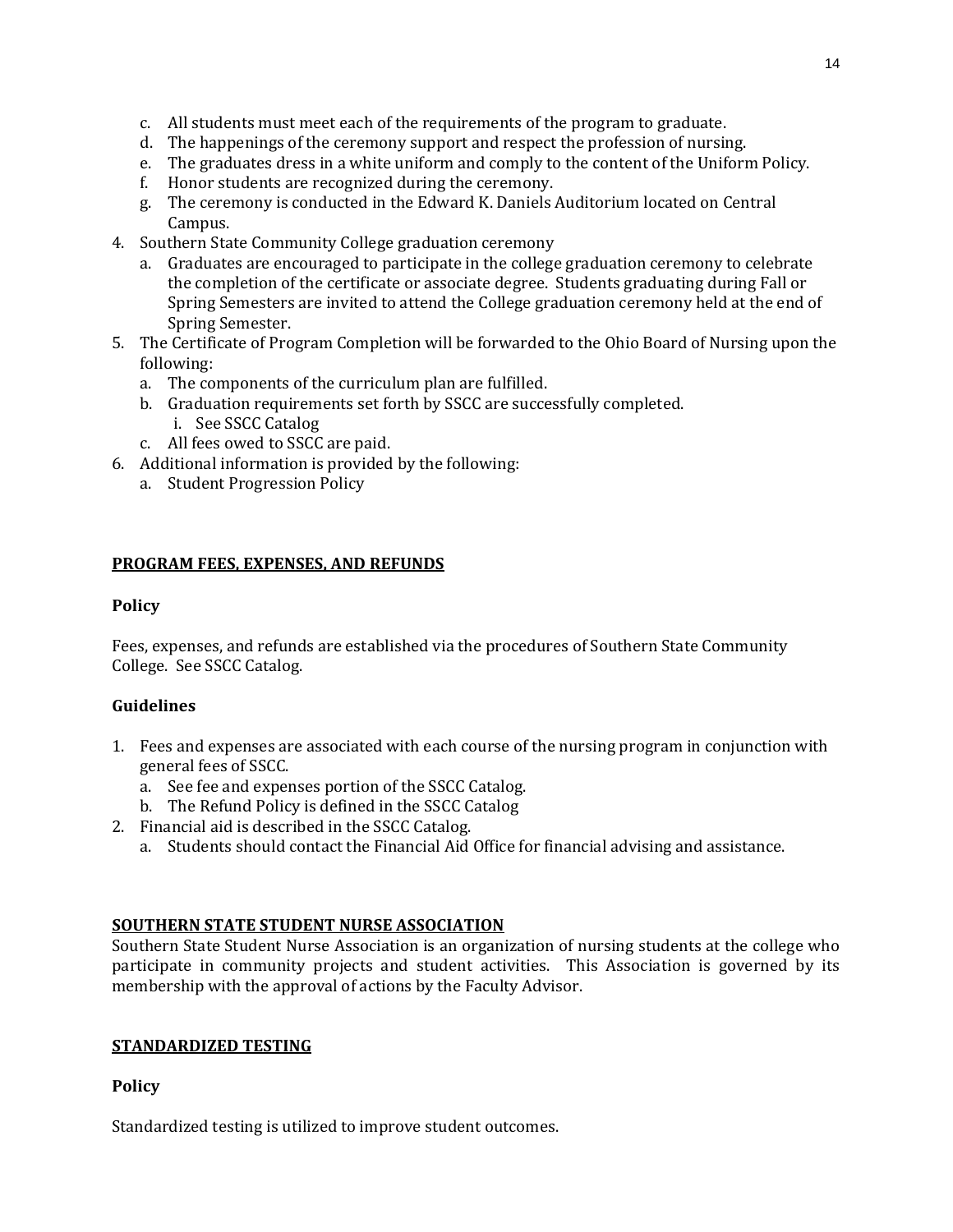c. All students must meet each of the requirements of the program to graduate.
   d. The happenings of the ceremony support and respect the profession of nursing.
   e. The graduates dress in a white uniform and comply to the content of the Uniform Policy.
   f. Honor students are recognized during the ceremony.
   g. The ceremony is conducted in the Edward K. Daniels Auditorium located on Central Campus.
4. Southern State Community College graduation ceremony
   a. Graduates are encouraged to participate in the college graduation ceremony to celebrate the completion of the certificate or associate degree. Students graduating during Fall or Spring Semesters are invited to attend the College graduation ceremony held at the end of Spring Semester.
5. The Certificate of Program Completion will be forwarded to the Ohio Board of Nursing upon the following:
   a. The components of the curriculum plan are fulfilled.
   b. Graduation requirements set forth by SSCC are successfully completed.
      i. See SSCC Catalog
   c. All fees owed to SSCC are paid.
6. Additional information is provided by the following:
   a. Student Progression Policy

## PROGRAM FEES, EXPENSES, AND REFUNDS

### Policy

Fees, expenses, and refunds are established via the procedures of Southern State Community College. See SSCC Catalog.

### Guidelines

1. Fees and expenses are associated with each course of the nursing program in conjunction with general fees of SSCC.
   a. See fee and expenses portion of the SSCC Catalog.
   b. The Refund Policy is defined in the SSCC Catalog
2. Financial aid is described in the SSCC Catalog.
   a. Students should contact the Financial Aid Office for financial advising and assistance.

## SOUTHERN STATE STUDENT NURSE ASSOCIATION

Southern State Student Nurse Association is an organization of nursing students at the college who participate in community projects and student activities. This Association is governed by its membership with the approval of actions by the Faculty Advisor.

## STANDARDIZED TESTING

### Policy

Standardized testing is utilized to improve student outcomes.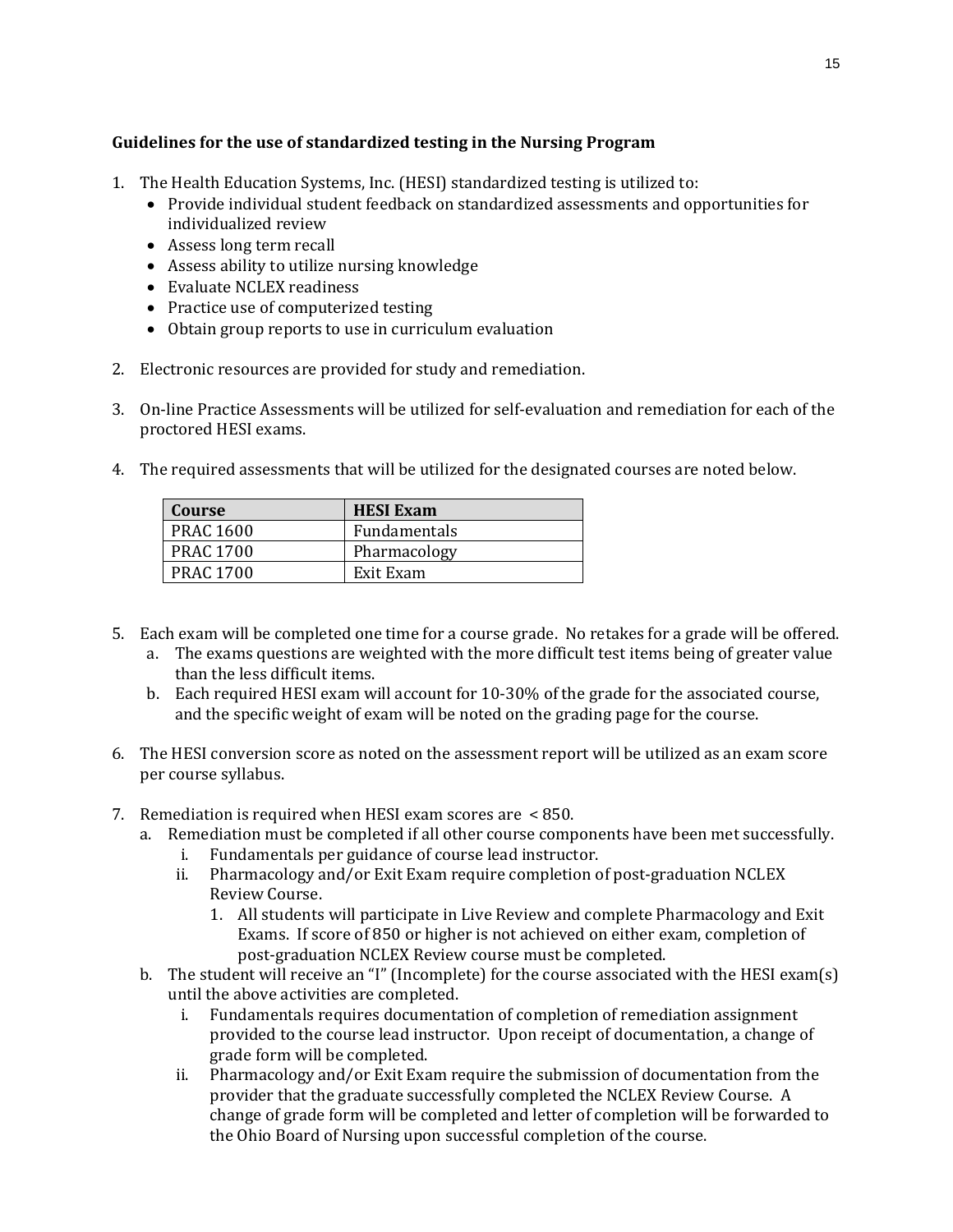**Guidelines for the use of standardized testing in the Nursing Program**

1. The Health Education Systems, Inc. (HESI) standardized testing is utilized to:
   - Provide individual student feedback on standardized assessments and opportunities for individualized review
   - Assess long term recall
   - Assess ability to utilize nursing knowledge
   - Evaluate NCLEX readiness
   - Practice use of computerized testing
   - Obtain group reports to use in curriculum evaluation

2. Electronic resources are provided for study and remediation.

3. On-line Practice Assessments will be utilized for self-evaluation and remediation for each of the proctored HESI exams.

4. The required assessments that will be utilized for the designated courses are noted below.

| Course | HESI Exam |
|---|---|
| PRAC 1600 | Fundamentals |
| PRAC 1700 | Pharmacology |
| PRAC 1700 | Exit Exam |

5. Each exam will be completed one time for a course grade. No retakes for a grade will be offered.
   a. The exams questions are weighted with the more difficult test items being of greater value than the less difficult items.
   b. Each required HESI exam will account for 10-30% of the grade for the associated course, and the specific weight of exam will be noted on the grading page for the course.

6. The HESI conversion score as noted on the assessment report will be utilized as an exam score per course syllabus.

7. Remediation is required when HESI exam scores are < 850.
   a. Remediation must be completed if all other course components have been met successfully.
      i. Fundamentals per guidance of course lead instructor.
      ii. Pharmacology and/or Exit Exam require completion of post-graduation NCLEX Review Course.
         1. All students will participate in Live Review and complete Pharmacology and Exit Exams. If score of 850 or higher is not achieved on either exam, completion of post-graduation NCLEX Review course must be completed.
   b. The student will receive an "I" (Incomplete) for the course associated with the HESI exam(s) until the above activities are completed.
      i. Fundamentals requires documentation of completion of remediation assignment provided to the course lead instructor. Upon receipt of documentation, a change of grade form will be completed.
      ii. Pharmacology and/or Exit Exam require the submission of documentation from the provider that the graduate successfully completed the NCLEX Review Course. A change of grade form will be completed and letter of completion will be forwarded to the Ohio Board of Nursing upon successful completion of the course.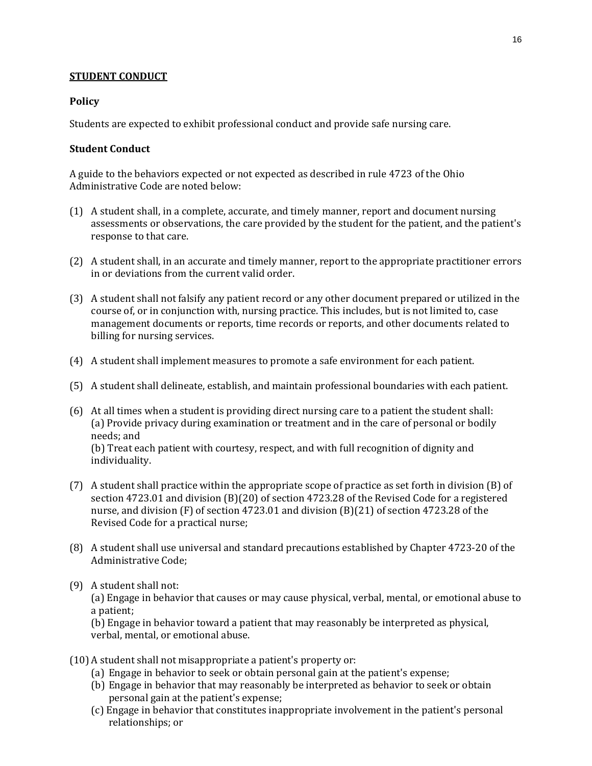## STUDENT CONDUCT

### Policy

Students are expected to exhibit professional conduct and provide safe nursing care.

### Student Conduct

A guide to the behaviors expected or not expected as described in rule 4723 of the Ohio Administrative Code are noted below:

(1) A student shall, in a complete, accurate, and timely manner, report and document nursing assessments or observations, the care provided by the student for the patient, and the patient's response to that care.

(2) A student shall, in an accurate and timely manner, report to the appropriate practitioner errors in or deviations from the current valid order.

(3) A student shall not falsify any patient record or any other document prepared or utilized in the course of, or in conjunction with, nursing practice. This includes, but is not limited to, case management documents or reports, time records or reports, and other documents related to billing for nursing services.

(4) A student shall implement measures to promote a safe environment for each patient.

(5) A student shall delineate, establish, and maintain professional boundaries with each patient.

(6) At all times when a student is providing direct nursing care to a patient the student shall:
(a) Provide privacy during examination or treatment and in the care of personal or bodily needs; and
(b) Treat each patient with courtesy, respect, and with full recognition of dignity and individuality.

(7) A student shall practice within the appropriate scope of practice as set forth in division (B) of section 4723.01 and division (B)(20) of section 4723.28 of the Revised Code for a registered nurse, and division (F) of section 4723.01 and division (B)(21) of section 4723.28 of the Revised Code for a practical nurse;

(8) A student shall use universal and standard precautions established by Chapter 4723-20 of the Administrative Code;

(9) A student shall not:
(a) Engage in behavior that causes or may cause physical, verbal, mental, or emotional abuse to a patient;
(b) Engage in behavior toward a patient that may reasonably be interpreted as physical, verbal, mental, or emotional abuse.

(10) A student shall not misappropriate a patient's property or:
(a) Engage in behavior to seek or obtain personal gain at the patient's expense;
(b) Engage in behavior that may reasonably be interpreted as behavior to seek or obtain personal gain at the patient's expense;
(c) Engage in behavior that constitutes inappropriate involvement in the patient's personal relationships; or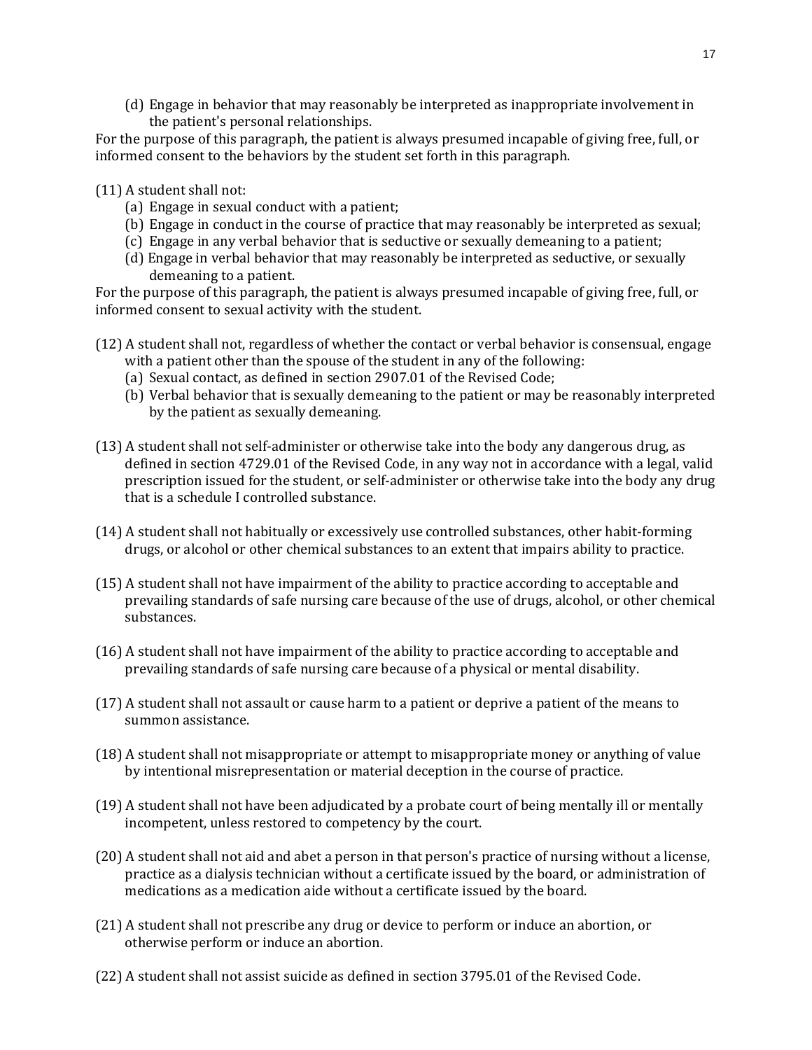(d) Engage in behavior that may reasonably be interpreted as inappropriate involvement in the patient's personal relationships.

For the purpose of this paragraph, the patient is always presumed incapable of giving free, full, or informed consent to the behaviors by the student set forth in this paragraph.

(11) A student shall not:

(a) Engage in sexual conduct with a patient;

(b) Engage in conduct in the course of practice that may reasonably be interpreted as sexual;

(c) Engage in any verbal behavior that is seductive or sexually demeaning to a patient;

(d) Engage in verbal behavior that may reasonably be interpreted as seductive, or sexually demeaning to a patient.

For the purpose of this paragraph, the patient is always presumed incapable of giving free, full, or informed consent to sexual activity with the student.

(12) A student shall not, regardless of whether the contact or verbal behavior is consensual, engage with a patient other than the spouse of the student in any of the following:

(a) Sexual contact, as defined in section 2907.01 of the Revised Code;

(b) Verbal behavior that is sexually demeaning to the patient or may be reasonably interpreted by the patient as sexually demeaning.

(13) A student shall not self-administer or otherwise take into the body any dangerous drug, as defined in section 4729.01 of the Revised Code, in any way not in accordance with a legal, valid prescription issued for the student, or self-administer or otherwise take into the body any drug that is a schedule I controlled substance.

(14) A student shall not habitually or excessively use controlled substances, other habit-forming drugs, or alcohol or other chemical substances to an extent that impairs ability to practice.

(15) A student shall not have impairment of the ability to practice according to acceptable and prevailing standards of safe nursing care because of the use of drugs, alcohol, or other chemical substances.

(16) A student shall not have impairment of the ability to practice according to acceptable and prevailing standards of safe nursing care because of a physical or mental disability.

(17) A student shall not assault or cause harm to a patient or deprive a patient of the means to summon assistance.

(18) A student shall not misappropriate or attempt to misappropriate money or anything of value by intentional misrepresentation or material deception in the course of practice.

(19) A student shall not have been adjudicated by a probate court of being mentally ill or mentally incompetent, unless restored to competency by the court.

(20) A student shall not aid and abet a person in that person's practice of nursing without a license, practice as a dialysis technician without a certificate issued by the board, or administration of medications as a medication aide without a certificate issued by the board.

(21) A student shall not prescribe any drug or device to perform or induce an abortion, or otherwise perform or induce an abortion.

(22) A student shall not assist suicide as defined in section 3795.01 of the Revised Code.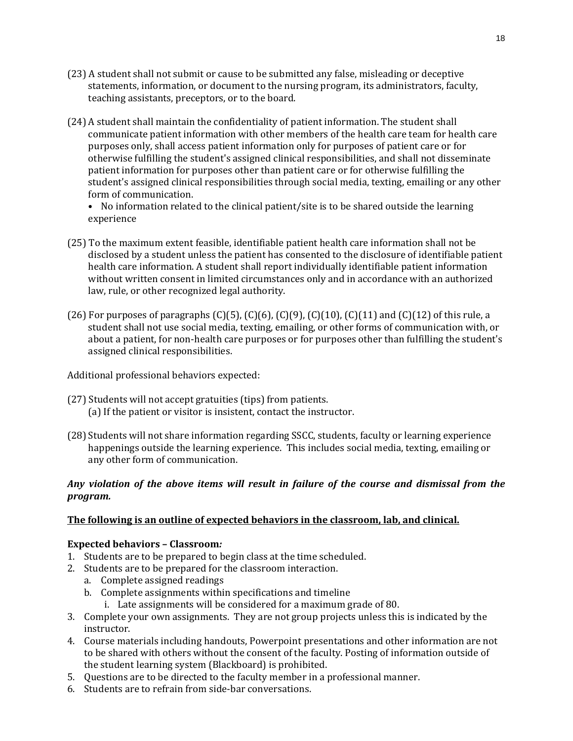(23) A student shall not submit or cause to be submitted any false, misleading or deceptive statements, information, or document to the nursing program, its administrators, faculty, teaching assistants, preceptors, or to the board.

(24) A student shall maintain the confidentiality of patient information. The student shall communicate patient information with other members of the health care team for health care purposes only, shall access patient information only for purposes of patient care or for otherwise fulfilling the student's assigned clinical responsibilities, and shall not disseminate patient information for purposes other than patient care or for otherwise fulfilling the student's assigned clinical responsibilities through social media, texting, emailing or any other form of communication.

- No information related to the clinical patient/site is to be shared outside the learning experience

(25) To the maximum extent feasible, identifiable patient health care information shall not be disclosed by a student unless the patient has consented to the disclosure of identifiable patient health care information. A student shall report individually identifiable patient information without written consent in limited circumstances only and in accordance with an authorized law, rule, or other recognized legal authority.

(26) For purposes of paragraphs (C)(5), (C)(6), (C)(9), (C)(10), (C)(11) and (C)(12) of this rule, a student shall not use social media, texting, emailing, or other forms of communication with, or about a patient, for non-health care purposes or for purposes other than fulfilling the student's assigned clinical responsibilities.

Additional professional behaviors expected:

(27) Students will not accept gratuities (tips) from patients.
  (a) If the patient or visitor is insistent, contact the instructor.

(28) Students will not share information regarding SSCC, students, faculty or learning experience happenings outside the learning experience. This includes social media, texting, emailing or any other form of communication.

***Any violation of the above items will result in failure of the course and dismissal from the program.***

**<u>The following is an outline of expected behaviors in the classroom, lab, and clinical.</u>**

**Expected behaviors – Classroom*:***

1. Students are to be prepared to begin class at the time scheduled.
2. Students are to be prepared for the classroom interaction.
   a. Complete assigned readings
   b. Complete assignments within specifications and timeline
      i. Late assignments will be considered for a maximum grade of 80.
3. Complete your own assignments. They are not group projects unless this is indicated by the instructor.
4. Course materials including handouts, Powerpoint presentations and other information are not to be shared with others without the consent of the faculty. Posting of information outside of the student learning system (Blackboard) is prohibited.
5. Questions are to be directed to the faculty member in a professional manner.
6. Students are to refrain from side-bar conversations.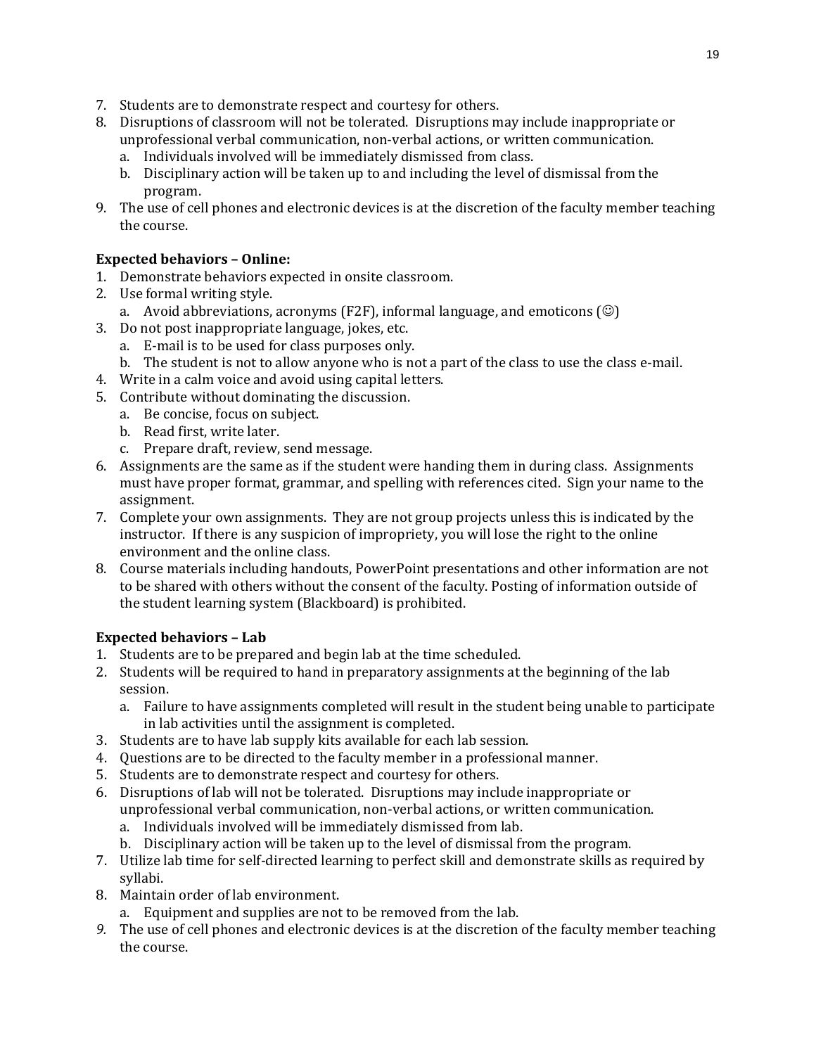7. Students are to demonstrate respect and courtesy for others.
8. Disruptions of classroom will not be tolerated. Disruptions may include inappropriate or unprofessional verbal communication, non-verbal actions, or written communication.
   a. Individuals involved will be immediately dismissed from class.
   b. Disciplinary action will be taken up to and including the level of dismissal from the program.
9. The use of cell phones and electronic devices is at the discretion of the faculty member teaching the course.

**Expected behaviors – Online:**

1. Demonstrate behaviors expected in onsite classroom.
2. Use formal writing style.
   a. Avoid abbreviations, acronyms (F2F), informal language, and emoticons (☺)
3. Do not post inappropriate language, jokes, etc.
   a. E-mail is to be used for class purposes only.
   b. The student is not to allow anyone who is not a part of the class to use the class e-mail.
4. Write in a calm voice and avoid using capital letters.
5. Contribute without dominating the discussion.
   a. Be concise, focus on subject.
   b. Read first, write later.
   c. Prepare draft, review, send message.
6. Assignments are the same as if the student were handing them in during class. Assignments must have proper format, grammar, and spelling with references cited. Sign your name to the assignment.
7. Complete your own assignments. They are not group projects unless this is indicated by the instructor. If there is any suspicion of impropriety, you will lose the right to the online environment and the online class.
8. Course materials including handouts, PowerPoint presentations and other information are not to be shared with others without the consent of the faculty. Posting of information outside of the student learning system (Blackboard) is prohibited.

**Expected behaviors – Lab**

1. Students are to be prepared and begin lab at the time scheduled.
2. Students will be required to hand in preparatory assignments at the beginning of the lab session.
   a. Failure to have assignments completed will result in the student being unable to participate in lab activities until the assignment is completed.
3. Students are to have lab supply kits available for each lab session.
4. Questions are to be directed to the faculty member in a professional manner.
5. Students are to demonstrate respect and courtesy for others.
6. Disruptions of lab will not be tolerated. Disruptions may include inappropriate or unprofessional verbal communication, non-verbal actions, or written communication.
   a. Individuals involved will be immediately dismissed from lab.
   b. Disciplinary action will be taken up to the level of dismissal from the program.
7. Utilize lab time for self-directed learning to perfect skill and demonstrate skills as required by syllabi.
8. Maintain order of lab environment.
   a. Equipment and supplies are not to be removed from the lab.
9. The use of cell phones and electronic devices is at the discretion of the faculty member teaching the course.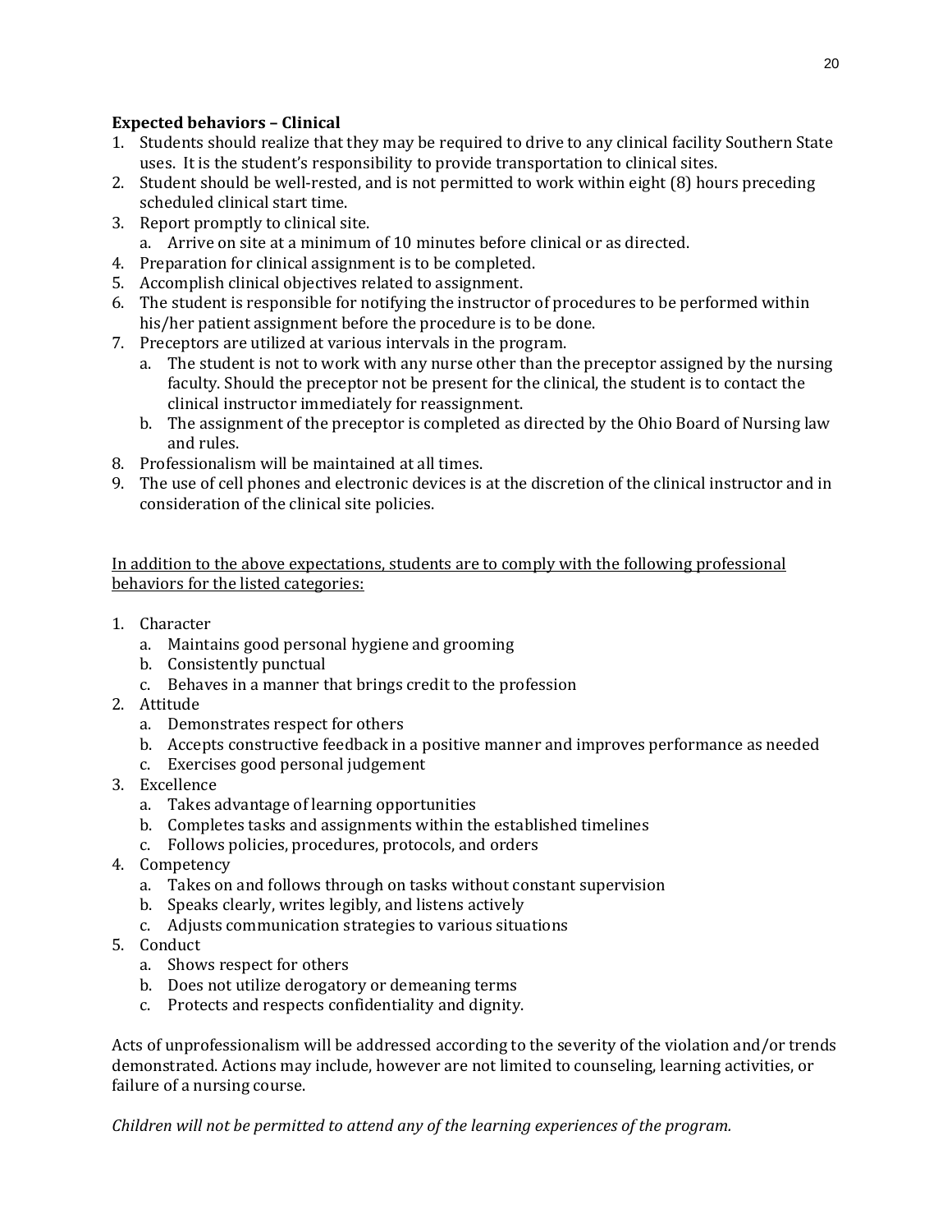**Expected behaviors – Clinical**

1. Students should realize that they may be required to drive to any clinical facility Southern State uses. It is the student's responsibility to provide transportation to clinical sites.
2. Student should be well-rested, and is not permitted to work within eight (8) hours preceding scheduled clinical start time.
3. Report promptly to clinical site.
   a. Arrive on site at a minimum of 10 minutes before clinical or as directed.
4. Preparation for clinical assignment is to be completed.
5. Accomplish clinical objectives related to assignment.
6. The student is responsible for notifying the instructor of procedures to be performed within his/her patient assignment before the procedure is to be done.
7. Preceptors are utilized at various intervals in the program.
   a. The student is not to work with any nurse other than the preceptor assigned by the nursing faculty. Should the preceptor not be present for the clinical, the student is to contact the clinical instructor immediately for reassignment.
   b. The assignment of the preceptor is completed as directed by the Ohio Board of Nursing law and rules.
8. Professionalism will be maintained at all times.
9. The use of cell phones and electronic devices is at the discretion of the clinical instructor and in consideration of the clinical site policies.

<u>In addition to the above expectations, students are to comply with the following professional behaviors for the listed categories:</u>

1. Character
   a. Maintains good personal hygiene and grooming
   b. Consistently punctual
   c. Behaves in a manner that brings credit to the profession
2. Attitude
   a. Demonstrates respect for others
   b. Accepts constructive feedback in a positive manner and improves performance as needed
   c. Exercises good personal judgement
3. Excellence
   a. Takes advantage of learning opportunities
   b. Completes tasks and assignments within the established timelines
   c. Follows policies, procedures, protocols, and orders
4. Competency
   a. Takes on and follows through on tasks without constant supervision
   b. Speaks clearly, writes legibly, and listens actively
   c. Adjusts communication strategies to various situations
5. Conduct
   a. Shows respect for others
   b. Does not utilize derogatory or demeaning terms
   c. Protects and respects confidentiality and dignity.

Acts of unprofessionalism will be addressed according to the severity of the violation and/or trends demonstrated. Actions may include, however are not limited to counseling, learning activities, or failure of a nursing course.

*Children will not be permitted to attend any of the learning experiences of the program.*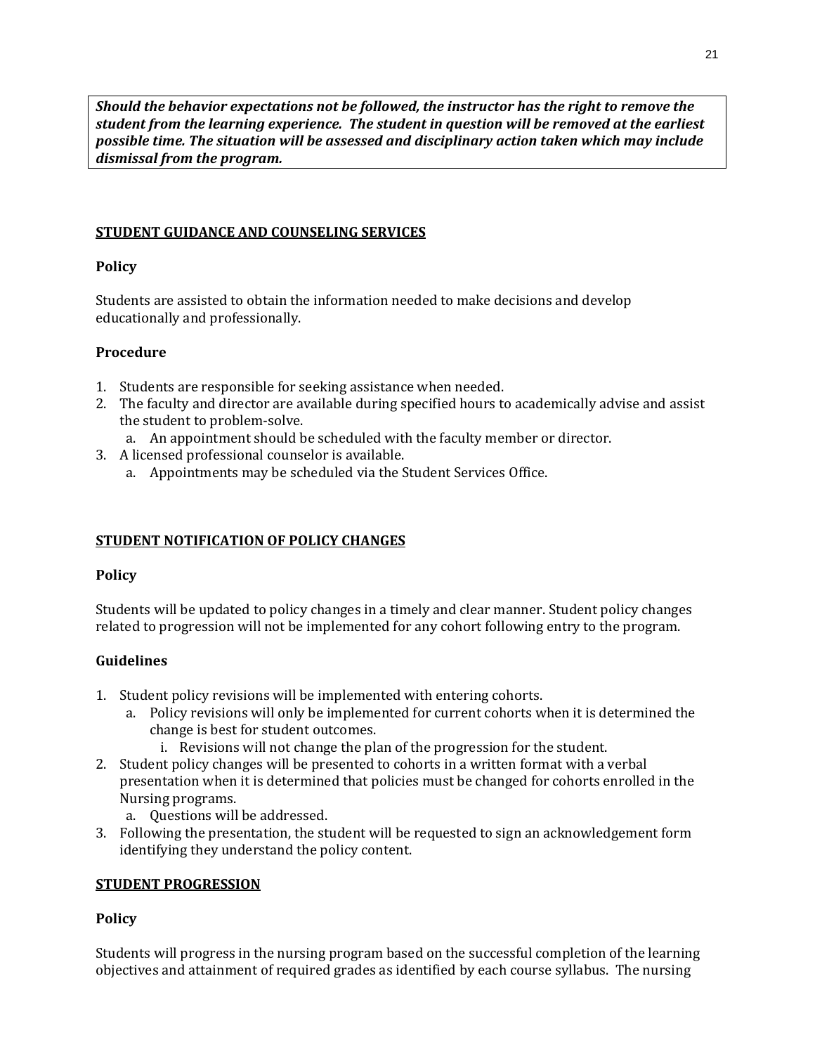***Should the behavior expectations not be followed, the instructor has the right to remove the student from the learning experience. The student in question will be removed at the earliest possible time. The situation will be assessed and disciplinary action taken which may include dismissal from the program.***

## STUDENT GUIDANCE AND COUNSELING SERVICES

**Policy**

Students are assisted to obtain the information needed to make decisions and develop educationally and professionally.

**Procedure**

1. Students are responsible for seeking assistance when needed.
2. The faculty and director are available during specified hours to academically advise and assist the student to problem-solve.
   a. An appointment should be scheduled with the faculty member or director.
3. A licensed professional counselor is available.
   a. Appointments may be scheduled via the Student Services Office.

## STUDENT NOTIFICATION OF POLICY CHANGES

**Policy**

Students will be updated to policy changes in a timely and clear manner. Student policy changes related to progression will not be implemented for any cohort following entry to the program.

**Guidelines**

1. Student policy revisions will be implemented with entering cohorts.
   a. Policy revisions will only be implemented for current cohorts when it is determined the change is best for student outcomes.
      i. Revisions will not change the plan of the progression for the student.
2. Student policy changes will be presented to cohorts in a written format with a verbal presentation when it is determined that policies must be changed for cohorts enrolled in the Nursing programs.
   a. Questions will be addressed.
3. Following the presentation, the student will be requested to sign an acknowledgement form identifying they understand the policy content.

## STUDENT PROGRESSION

**Policy**

Students will progress in the nursing program based on the successful completion of the learning objectives and attainment of required grades as identified by each course syllabus. The nursing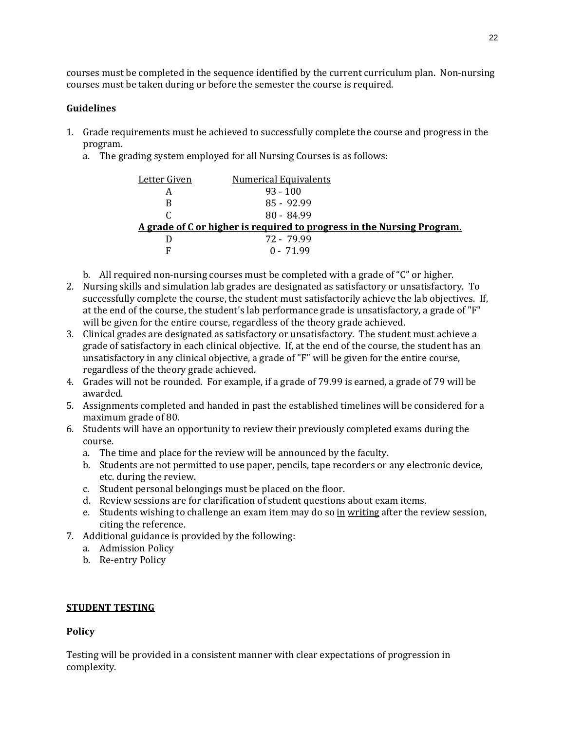courses must be completed in the sequence identified by the current curriculum plan. Non-nursing courses must be taken during or before the semester the course is required.

**Guidelines**

1. Grade requirements must be achieved to successfully complete the course and progress in the program.
   a. The grading system employed for all Nursing Courses is as follows:

| Letter Given | Numerical Equivalents |
|---|---|
| A | 93 - 100 |
| B | 85 - 92.99 |
| C | 80 - 84.99 |
| **A grade of C or higher is required to progress in the Nursing Program.** | |
| D | 72 - 79.99 |
| F | 0 - 71.99 |

   b. All required non-nursing courses must be completed with a grade of "C" or higher.
2. Nursing skills and simulation lab grades are designated as satisfactory or unsatisfactory. To successfully complete the course, the student must satisfactorily achieve the lab objectives. If, at the end of the course, the student's lab performance grade is unsatisfactory, a grade of "F" will be given for the entire course, regardless of the theory grade achieved.
3. Clinical grades are designated as satisfactory or unsatisfactory. The student must achieve a grade of satisfactory in each clinical objective. If, at the end of the course, the student has an unsatisfactory in any clinical objective, a grade of "F" will be given for the entire course, regardless of the theory grade achieved.
4. Grades will not be rounded. For example, if a grade of 79.99 is earned, a grade of 79 will be awarded.
5. Assignments completed and handed in past the established timelines will be considered for a maximum grade of 80.
6. Students will have an opportunity to review their previously completed exams during the course.
   a. The time and place for the review will be announced by the faculty.
   b. Students are not permitted to use paper, pencils, tape recorders or any electronic device, etc. during the review.
   c. Student personal belongings must be placed on the floor.
   d. Review sessions are for clarification of student questions about exam items.
   e. Students wishing to challenge an exam item may do so in writing after the review session, citing the reference.
7. Additional guidance is provided by the following:
   a. Admission Policy
   b. Re-entry Policy

## STUDENT TESTING

**Policy**

Testing will be provided in a consistent manner with clear expectations of progression in complexity.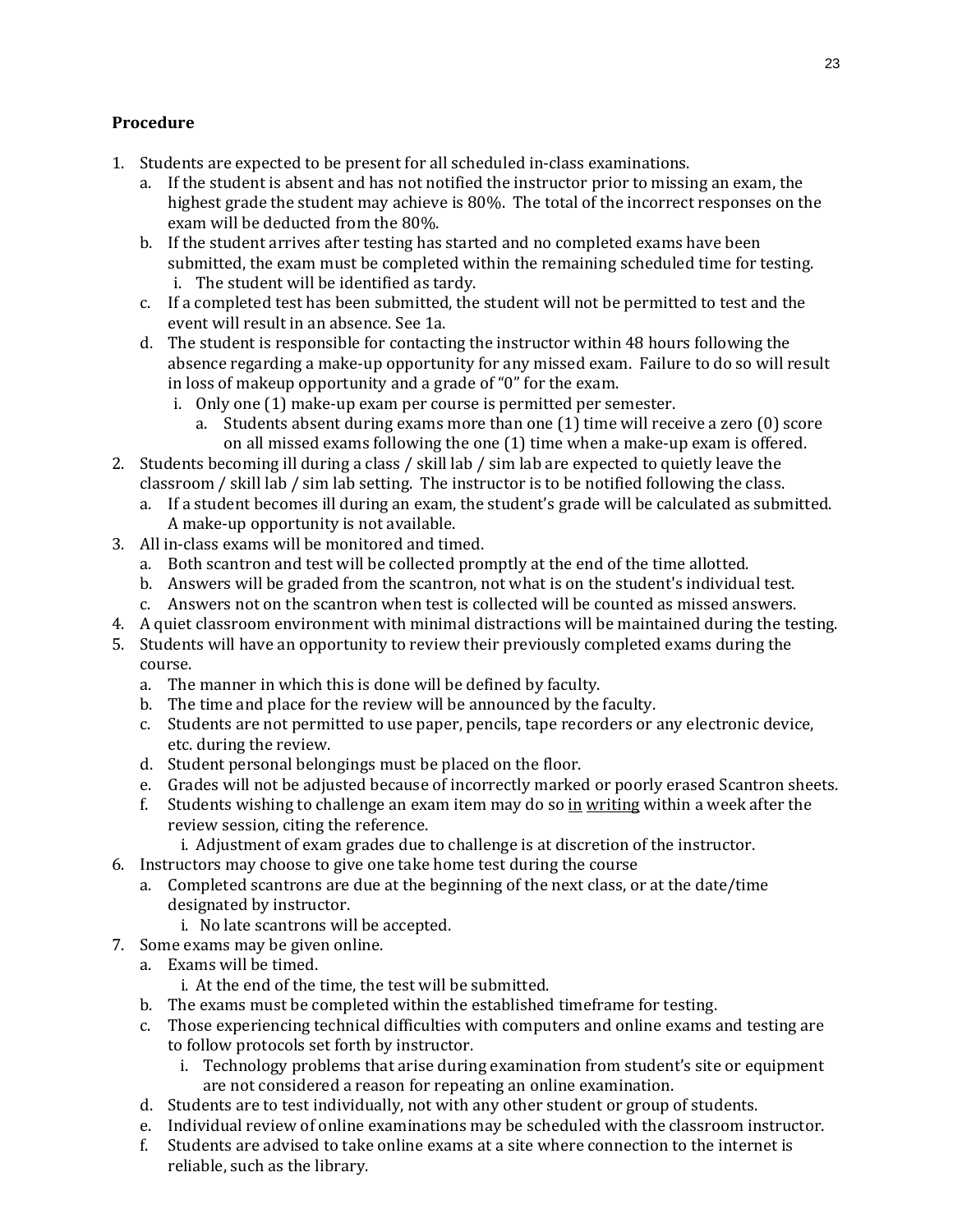**Procedure**

1. Students are expected to be present for all scheduled in-class examinations.
   a. If the student is absent and has not notified the instructor prior to missing an exam, the highest grade the student may achieve is 80%. The total of the incorrect responses on the exam will be deducted from the 80%.
   b. If the student arrives after testing has started and no completed exams have been submitted, the exam must be completed within the remaining scheduled time for testing.
      i. The student will be identified as tardy.
   c. If a completed test has been submitted, the student will not be permitted to test and the event will result in an absence. See 1a.
   d. The student is responsible for contacting the instructor within 48 hours following the absence regarding a make-up opportunity for any missed exam. Failure to do so will result in loss of makeup opportunity and a grade of "0" for the exam.
      i. Only one (1) make-up exam per course is permitted per semester.
         a. Students absent during exams more than one (1) time will receive a zero (0) score on all missed exams following the one (1) time when a make-up exam is offered.
2. Students becoming ill during a class / skill lab / sim lab are expected to quietly leave the classroom / skill lab / sim lab setting. The instructor is to be notified following the class.
   a. If a student becomes ill during an exam, the student's grade will be calculated as submitted. A make-up opportunity is not available.
3. All in-class exams will be monitored and timed.
   a. Both scantron and test will be collected promptly at the end of the time allotted.
   b. Answers will be graded from the scantron, not what is on the student's individual test.
   c. Answers not on the scantron when test is collected will be counted as missed answers.
4. A quiet classroom environment with minimal distractions will be maintained during the testing.
5. Students will have an opportunity to review their previously completed exams during the course.
   a. The manner in which this is done will be defined by faculty.
   b. The time and place for the review will be announced by the faculty.
   c. Students are not permitted to use paper, pencils, tape recorders or any electronic device, etc. during the review.
   d. Student personal belongings must be placed on the floor.
   e. Grades will not be adjusted because of incorrectly marked or poorly erased Scantron sheets.
   f. Students wishing to challenge an exam item may do so <u>in writing</u> within a week after the review session, citing the reference.
      i. Adjustment of exam grades due to challenge is at discretion of the instructor.
6. Instructors may choose to give one take home test during the course
   a. Completed scantrons are due at the beginning of the next class, or at the date/time designated by instructor.
      i. No late scantrons will be accepted.
7. Some exams may be given online.
   a. Exams will be timed.
      i. At the end of the time, the test will be submitted.
   b. The exams must be completed within the established timeframe for testing.
   c. Those experiencing technical difficulties with computers and online exams and testing are to follow protocols set forth by instructor.
      i. Technology problems that arise during examination from student's site or equipment are not considered a reason for repeating an online examination.
   d. Students are to test individually, not with any other student or group of students.
   e. Individual review of online examinations may be scheduled with the classroom instructor.
   f. Students are advised to take online exams at a site where connection to the internet is reliable, such as the library.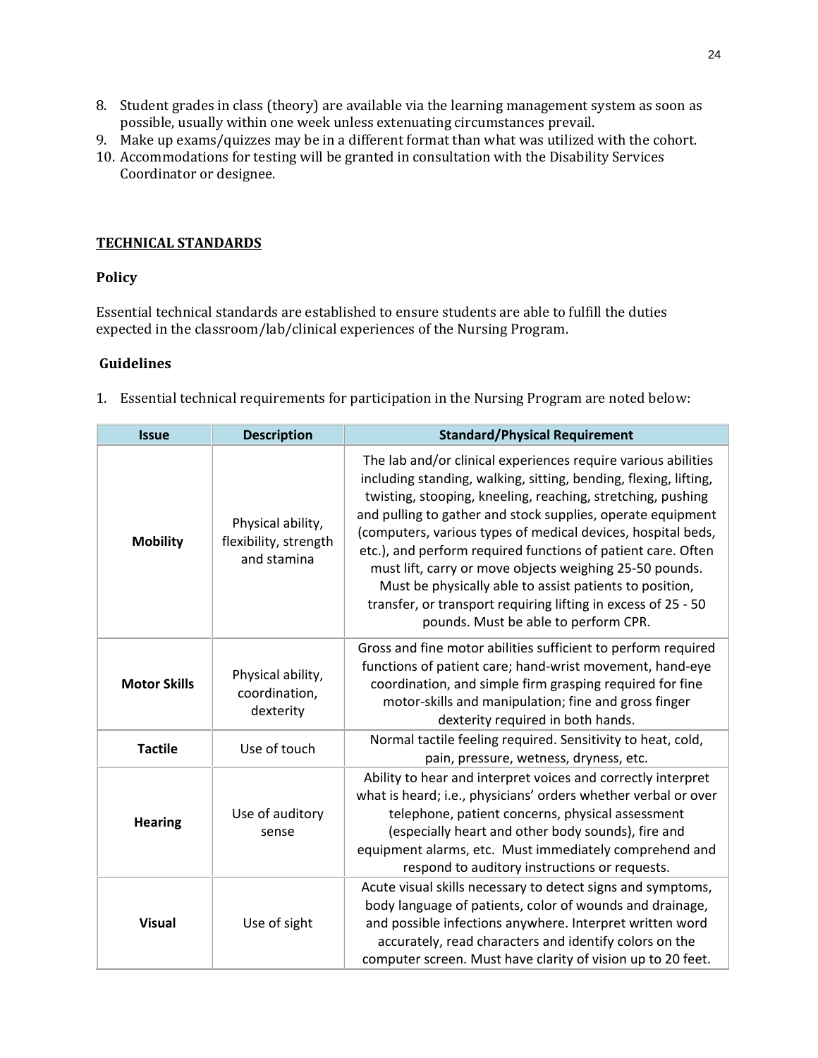8. Student grades in class (theory) are available via the learning management system as soon as possible, usually within one week unless extenuating circumstances prevail.
9. Make up exams/quizzes may be in a different format than what was utilized with the cohort.
10. Accommodations for testing will be granted in consultation with the Disability Services Coordinator or designee.

## TECHNICAL STANDARDS

### Policy

Essential technical standards are established to ensure students are able to fulfill the duties expected in the classroom/lab/clinical experiences of the Nursing Program.

### Guidelines

1. Essential technical requirements for participation in the Nursing Program are noted below:

| Issue | Description | Standard/Physical Requirement |
|---|---|---|
| **Mobility** | Physical ability, flexibility, strength and stamina | The lab and/or clinical experiences require various abilities including standing, walking, sitting, bending, flexing, lifting, twisting, stooping, kneeling, reaching, stretching, pushing and pulling to gather and stock supplies, operate equipment (computers, various types of medical devices, hospital beds, etc.), and perform required functions of patient care. Often must lift, carry or move objects weighing 25-50 pounds. Must be physically able to assist patients to position, transfer, or transport requiring lifting in excess of 25 - 50 pounds. Must be able to perform CPR. |
| **Motor Skills** | Physical ability, coordination, dexterity | Gross and fine motor abilities sufficient to perform required functions of patient care; hand-wrist movement, hand-eye coordination, and simple firm grasping required for fine motor-skills and manipulation; fine and gross finger dexterity required in both hands. |
| **Tactile** | Use of touch | Normal tactile feeling required. Sensitivity to heat, cold, pain, pressure, wetness, dryness, etc. |
| **Hearing** | Use of auditory sense | Ability to hear and interpret voices and correctly interpret what is heard; i.e., physicians' orders whether verbal or over telephone, patient concerns, physical assessment (especially heart and other body sounds), fire and equipment alarms, etc. Must immediately comprehend and respond to auditory instructions or requests. |
| **Visual** | Use of sight | Acute visual skills necessary to detect signs and symptoms, body language of patients, color of wounds and drainage, and possible infections anywhere. Interpret written word accurately, read characters and identify colors on the computer screen. Must have clarity of vision up to 20 feet. |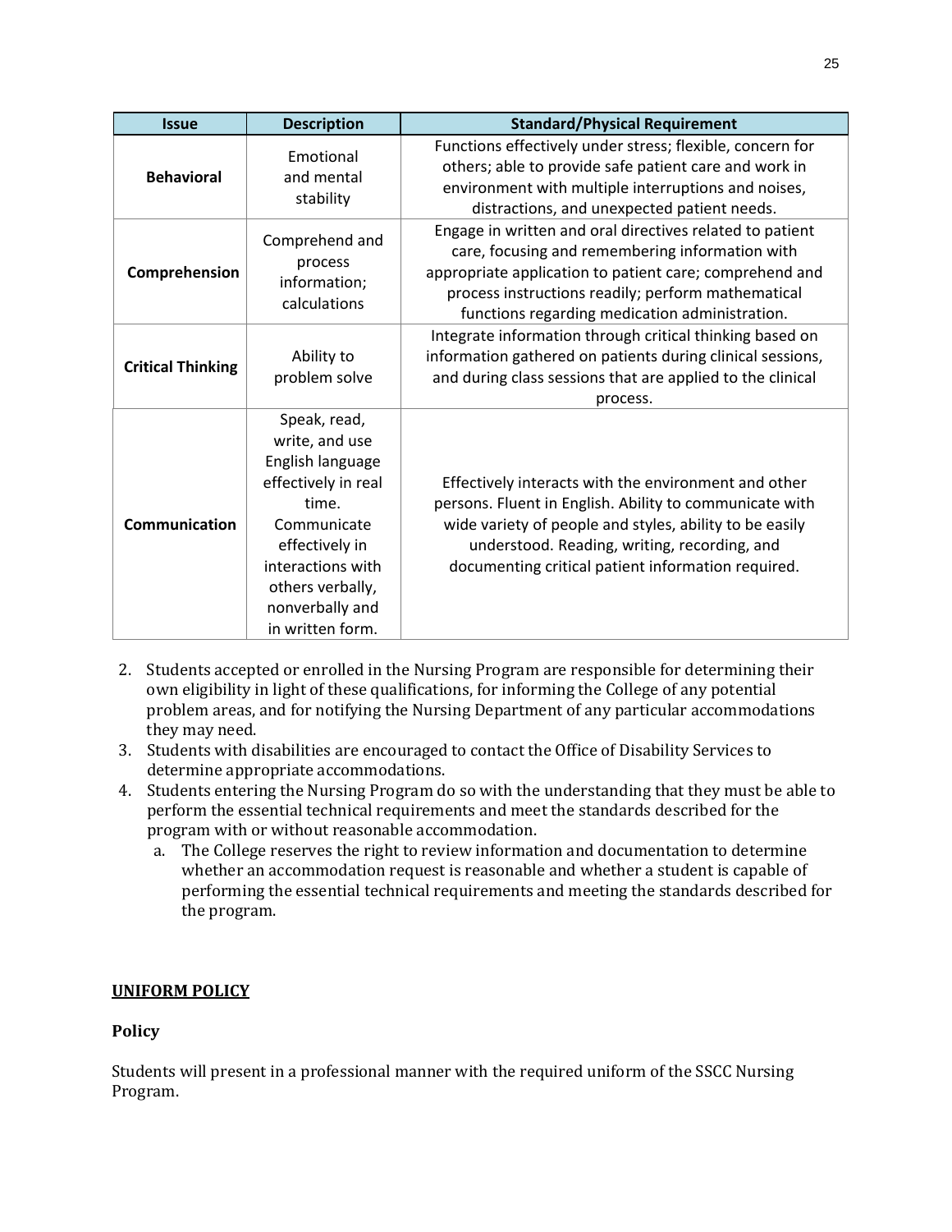| Issue | Description | Standard/Physical Requirement |
|---|---|---|
| **Behavioral** | Emotional and mental stability | Functions effectively under stress; flexible, concern for others; able to provide safe patient care and work in environment with multiple interruptions and noises, distractions, and unexpected patient needs. |
| **Comprehension** | Comprehend and process information; calculations | Engage in written and oral directives related to patient care, focusing and remembering information with appropriate application to patient care; comprehend and process instructions readily; perform mathematical functions regarding medication administration. |
| **Critical Thinking** | Ability to problem solve | Integrate information through critical thinking based on information gathered on patients during clinical sessions, and during class sessions that are applied to the clinical process. |
| **Communication** | Speak, read, write, and use English language effectively in real time. Communicate effectively in interactions with others verbally, nonverbally and in written form. | Effectively interacts with the environment and other persons. Fluent in English. Ability to communicate with wide variety of people and styles, ability to be easily understood. Reading, writing, recording, and documenting critical patient information required. |

2. Students accepted or enrolled in the Nursing Program are responsible for determining their own eligibility in light of these qualifications, for informing the College of any potential problem areas, and for notifying the Nursing Department of any particular accommodations they may need.
3. Students with disabilities are encouraged to contact the Office of Disability Services to determine appropriate accommodations.
4. Students entering the Nursing Program do so with the understanding that they must be able to perform the essential technical requirements and meet the standards described for the program with or without reasonable accommodation.
   a. The College reserves the right to review information and documentation to determine whether an accommodation request is reasonable and whether a student is capable of performing the essential technical requirements and meeting the standards described for the program.

## UNIFORM POLICY

### Policy

Students will present in a professional manner with the required uniform of the SSCC Nursing Program.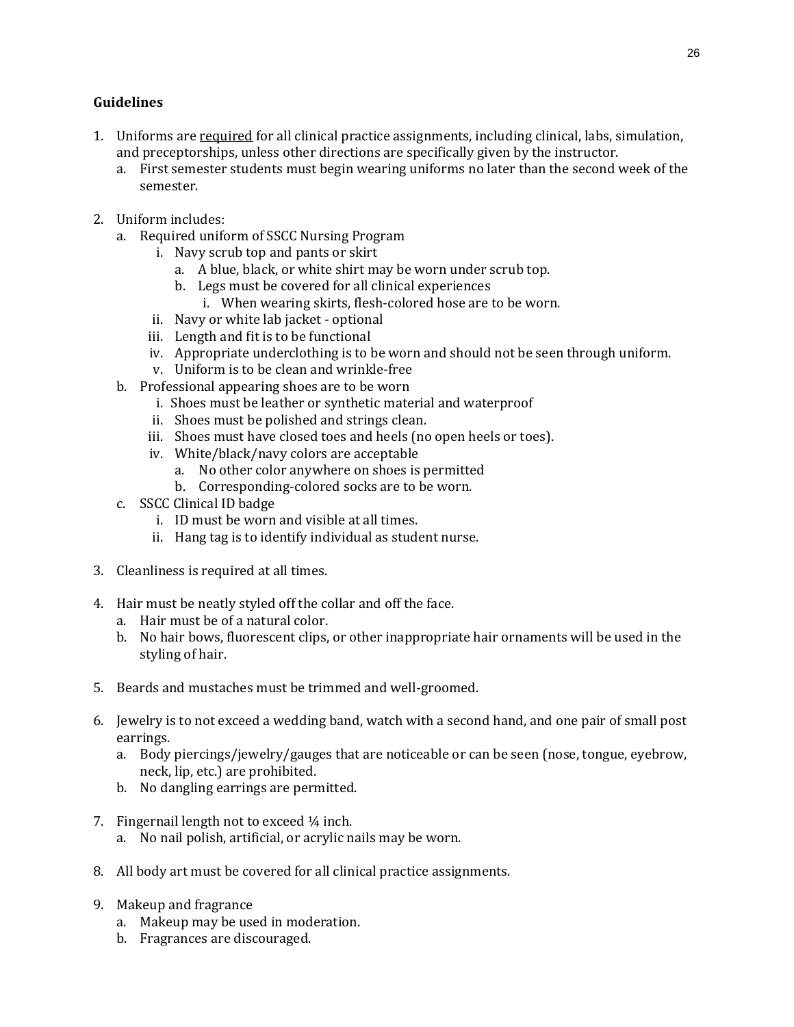**Guidelines**

1. Uniforms are <u>required</u> for all clinical practice assignments, including clinical, labs, simulation, and preceptorships, unless other directions are specifically given by the instructor.
   a. First semester students must begin wearing uniforms no later than the second week of the semester.

2. Uniform includes:
   a. Required uniform of SSCC Nursing Program
      i. Navy scrub top and pants or skirt
         a. A blue, black, or white shirt may be worn under scrub top.
         b. Legs must be covered for all clinical experiences
            i. When wearing skirts, flesh-colored hose are to be worn.
      ii. Navy or white lab jacket - optional
      iii. Length and fit is to be functional
      iv. Appropriate underclothing is to be worn and should not be seen through uniform.
      v. Uniform is to be clean and wrinkle-free
   b. Professional appearing shoes are to be worn
      i. Shoes must be leather or synthetic material and waterproof
      ii. Shoes must be polished and strings clean.
      iii. Shoes must have closed toes and heels (no open heels or toes).
      iv. White/black/navy colors are acceptable
         a. No other color anywhere on shoes is permitted
         b. Corresponding-colored socks are to be worn.
   c. SSCC Clinical ID badge
      i. ID must be worn and visible at all times.
      ii. Hang tag is to identify individual as student nurse.

3. Cleanliness is required at all times.

4. Hair must be neatly styled off the collar and off the face.
   a. Hair must be of a natural color.
   b. No hair bows, fluorescent clips, or other inappropriate hair ornaments will be used in the styling of hair.

5. Beards and mustaches must be trimmed and well-groomed.

6. Jewelry is to not exceed a wedding band, watch with a second hand, and one pair of small post earrings.
   a. Body piercings/jewelry/gauges that are noticeable or can be seen (nose, tongue, eyebrow, neck, lip, etc.) are prohibited.
   b. No dangling earrings are permitted.

7. Fingernail length not to exceed ¼ inch.
   a. No nail polish, artificial, or acrylic nails may be worn.

8. All body art must be covered for all clinical practice assignments.

9. Makeup and fragrance
   a. Makeup may be used in moderation.
   b. Fragrances are discouraged.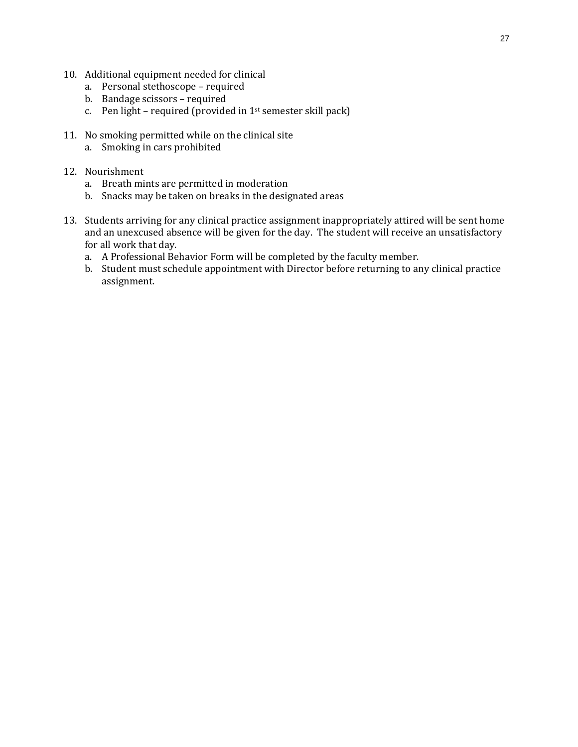10. Additional equipment needed for clinical
    a. Personal stethoscope – required
    b. Bandage scissors – required
    c. Pen light – required (provided in 1st semester skill pack)

11. No smoking permitted while on the clinical site
    a. Smoking in cars prohibited

12. Nourishment
    a. Breath mints are permitted in moderation
    b. Snacks may be taken on breaks in the designated areas

13. Students arriving for any clinical practice assignment inappropriately attired will be sent home and an unexcused absence will be given for the day. The student will receive an unsatisfactory for all work that day.
    a. A Professional Behavior Form will be completed by the faculty member.
    b. Student must schedule appointment with Director before returning to any clinical practice assignment.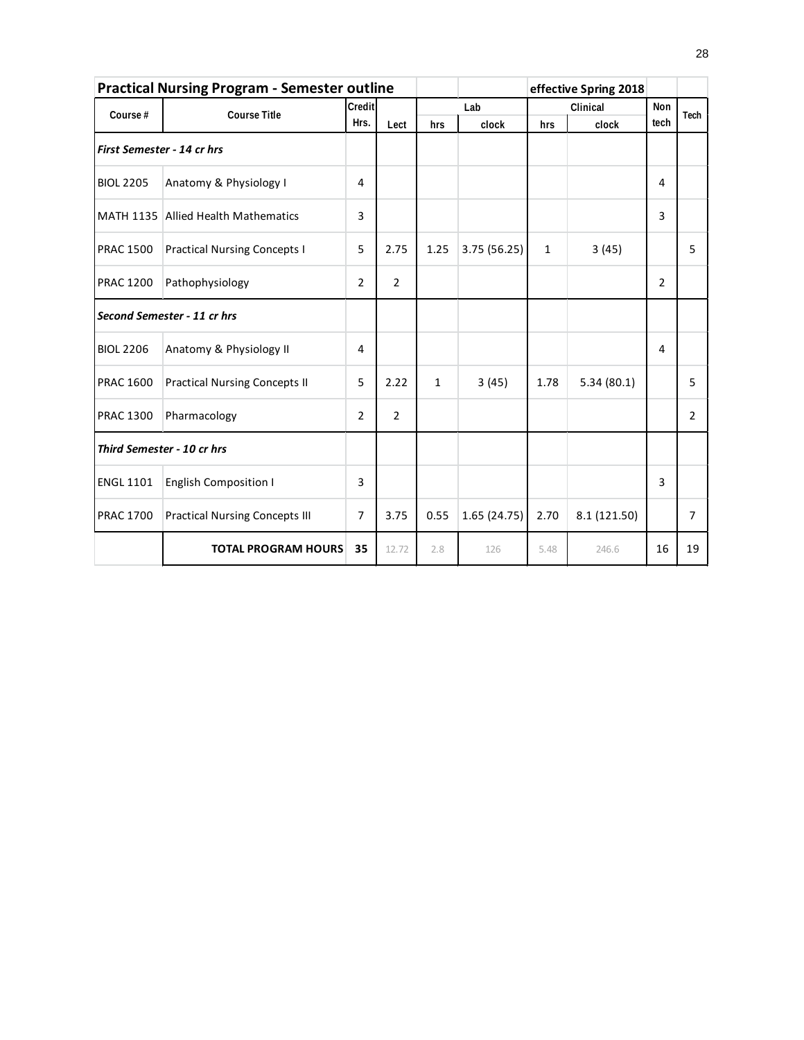| **Practical Nursing Program - Semester outline** | | | | | | effective Spring 2018 | | | |
|---|---|---|---|---|---|---|---|---|---|
| Course # | Course Title | Credit Hrs. | Lect | Lab | | Clinical | | Non tech | Tech |
| | | | | hrs | clock | hrs | clock | | |
| ***First Semester - 14 cr hrs*** | | | | | | | | | |
| BIOL 2205 | Anatomy & Physiology I | 4 | | | | | | 4 | |
| MATH 1135 | Allied Health Mathematics | 3 | | | | | | 3 | |
| PRAC 1500 | Practical Nursing Concepts I | 5 | 2.75 | 1.25 | 3.75 (56.25) | 1 | 3 (45) | | 5 |
| PRAC 1200 | Pathophysiology | 2 | 2 | | | | | 2 | |
| ***Second Semester - 11 cr hrs*** | | | | | | | | | |
| BIOL 2206 | Anatomy & Physiology II | 4 | | | | | | 4 | |
| PRAC 1600 | Practical Nursing Concepts II | 5 | 2.22 | 1 | 3 (45) | 1.78 | 5.34 (80.1) | | 5 |
| PRAC 1300 | Pharmacology | 2 | 2 | | | | | | 2 |
| ***Third Semester - 10 cr hrs*** | | | | | | | | | |
| ENGL 1101 | English Composition I | 3 | | | | | | 3 | |
| PRAC 1700 | Practical Nursing Concepts III | 7 | 3.75 | 0.55 | 1.65 (24.75) | 2.70 | 8.1 (121.50) | | 7 |
| | **TOTAL PROGRAM HOURS** | **35** | 12.72 | 2.8 | 126 | 5.48 | 246.6 | 16 | 19 |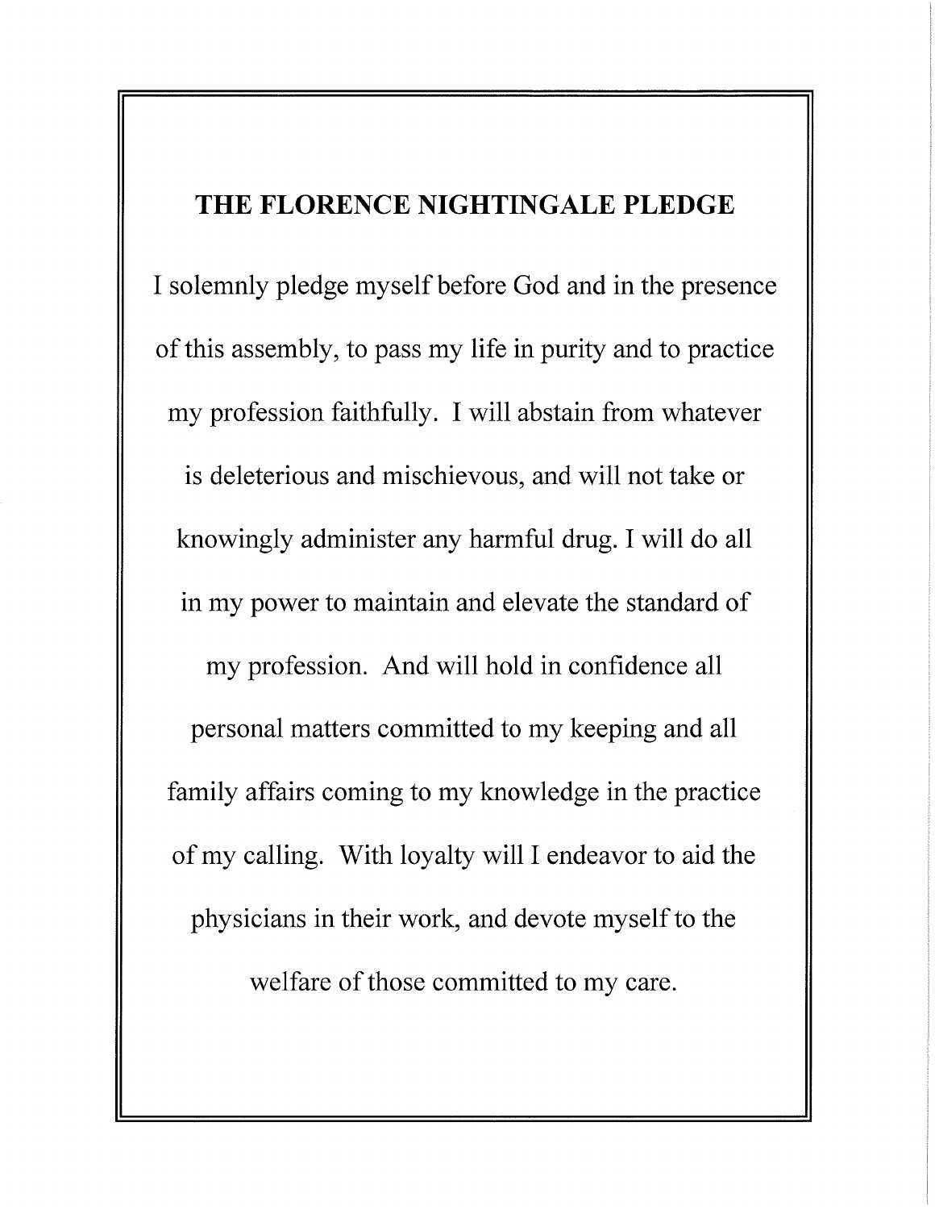# THE FLORENCE NIGHTINGALE PLEDGE

I solemnly pledge myself before God and in the presence of this assembly, to pass my life in purity and to practice my profession faithfully. I will abstain from whatever is deleterious and mischievous, and will not take or knowingly administer any harmful drug. I will do all in my power to maintain and elevate the standard of my profession. And will hold in confidence all personal matters committed to my keeping and all family affairs coming to my knowledge in the practice of my calling. With loyalty will I endeavor to aid the physicians in their work, and devote myself to the welfare of those committed to my care.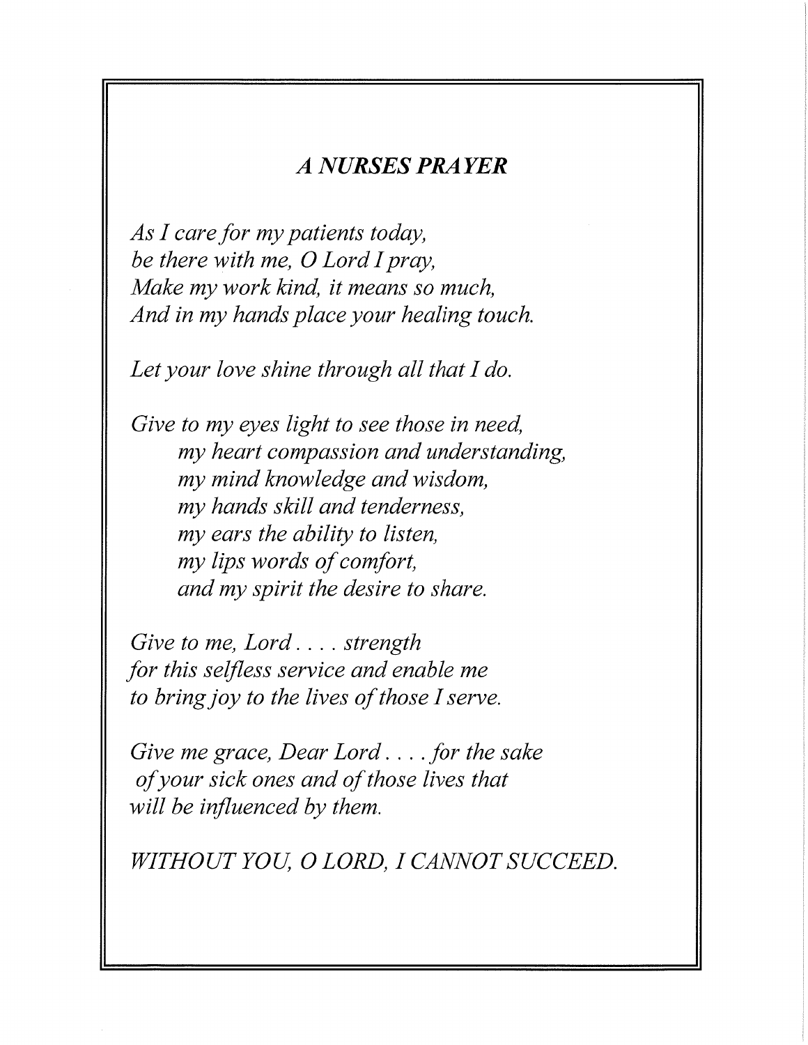## *A NURSES PRAYER*

*As I care for my patients today,*
*be there with me, O Lord I pray,*
*Make my work kind, it means so much,*
*And in my hands place your healing touch.*

*Let your love shine through all that I do.*

*Give to my eyes light to see those in need,*
*my heart compassion and understanding,*
*my mind knowledge and wisdom,*
*my hands skill and tenderness,*
*my ears the ability to listen,*
*my lips words of comfort,*
*and my spirit the desire to share.*

*Give to me, Lord . . . . strength*
*for this selfless service and enable me*
*to bring joy to the lives of those I serve.*

*Give me grace, Dear Lord . . . . for the sake*
*of your sick ones and of those lives that*
*will be influenced by them.*

*WITHOUT YOU, O LORD, I CANNOT SUCCEED.*